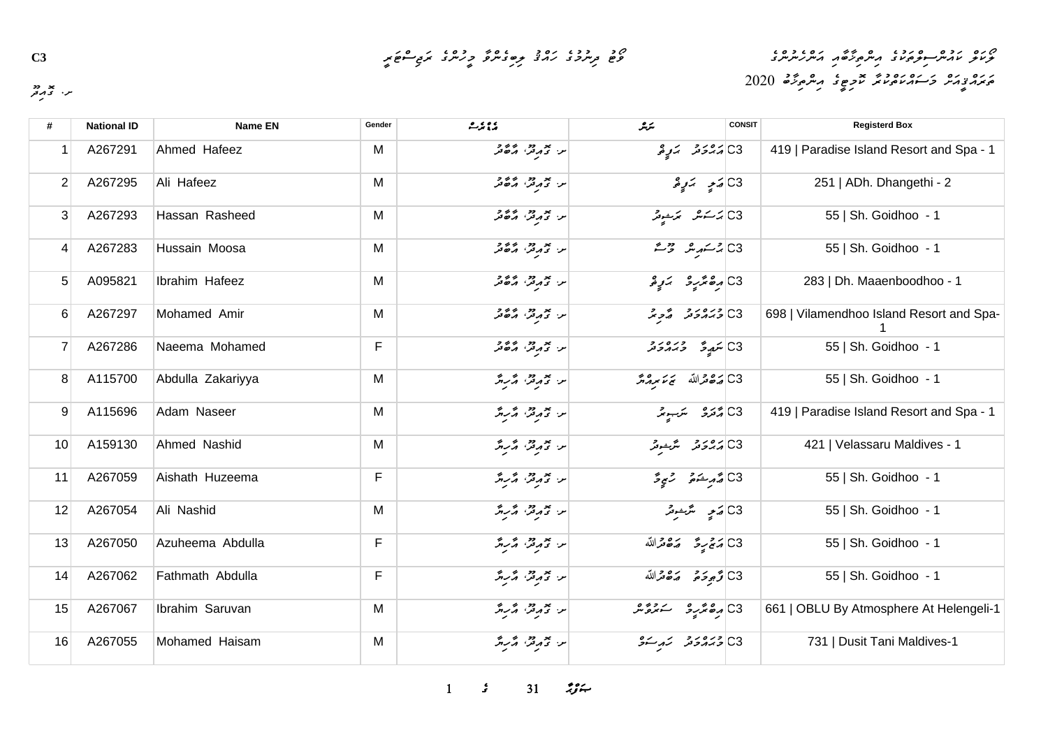C3

ތާވަލު ކަުންސިލްތަކުގެ އިންތިޚާބު ގޮނޑުދޫ ކައުންސިލް

ޝ. ގޮއިދޫ

| # | National ID | Name EN | Gender | ދާއިރާ | ނަން | CONSIT | Registerd Box |
|---|---|---|---|---|---|---|---|
| 1 | A267291 | Ahmed Hafeez | M | ޝ. ގޮއިދޫ، އާބާދު | އަހުމަދު ހަފީޡު | C3 | 419 \| Paradise Island Resort and Spa - 1 |
| 2 | A267295 | Ali Hafeez | M | ޝ. ގޮއިދޫ، އާބާދު | އަލީ ހަފީޡު | C3 | 251 \| ADh. Dhangethi - 2 |
| 3 | A267293 | Hassan Rasheed | M | ޝ. ގޮއިދޫ، އާބާދު | ހަސަން ރަޝީދު | C3 | 55 \| Sh. Goidhoo - 1 |
| 4 | A267283 | Hussain Moosa | M | ޝ. ގޮއިދޫ، އާބާދު | ހުސައިން މޫސާ | C3 | 55 \| Sh. Goidhoo - 1 |
| 5 | A095821 | Ibrahim Hafeez | M | ޝ. ގޮއިދޫ، އާބާދު | އިބްރާހީމް ހަފީޡު | C3 | 283 \| Dh. Maaenboodhoo - 1 |
| 6 | A267297 | Mohamed Amir | M | ޝ. ގޮއިދޫ، އާބާދު | މުހައްމަދު އާމިރު | C3 | 698 \| Vilamendhoo Island Resort and Spa-1 |
| 7 | A267286 | Naeema Mohamed | F | ޝ. ގޮއިދޫ، އާބާދު | ނައީމާ މުހައްމަދު | C3 | 55 \| Sh. Goidhoo - 1 |
| 8 | A115700 | Abdulla Zakariyya | M | ޝ. ގޮއިދޫ، އާރިއާ | އަބްދުﷲ ޒަކަރިއްޔާ | C3 | 55 \| Sh. Goidhoo - 1 |
| 9 | A115696 | Adam Naseer | M | ޝ. ގޮއިދޫ، އާރިއާ | އާދަމް ނަސީރު | C3 | 419 \| Paradise Island Resort and Spa - 1 |
| 10 | A159130 | Ahmed Nashid | M | ޝ. ގޮއިދޫ، އާރިއާ | އަހުމަދު ނާޝިދު | C3 | 421 \| Velassaru Maldives - 1 |
| 11 | A267059 | Aishath Huzeema | F | ޝ. ގޮއިދޫ، އާރިއާ | އާއިޝަތު ހުޒީމާ | C3 | 55 \| Sh. Goidhoo - 1 |
| 12 | A267054 | Ali Nashid | M | ޝ. ގޮއިދޫ، އާރިއާ | އަލީ ނާޝިދު | C3 | 55 \| Sh. Goidhoo - 1 |
| 13 | A267050 | Azuheema Abdulla | F | ޝ. ގޮއިދޫ، އާރިއާ | އަޒުހީމާ އަބްދުﷲ | C3 | 55 \| Sh. Goidhoo - 1 |
| 14 | A267062 | Fathmath Abdulla | F | ޝ. ގޮއިދޫ، އާރިއާ | ފާތިމަތު އަބްދުﷲ | C3 | 55 \| Sh. Goidhoo - 1 |
| 15 | A267067 | Ibrahim Saruvan | M | ޝ. ގޮއިދޫ، އާރިއާ | އިބްރާހީމް ސަރުވަން | C3 | 661 \| OBLU By Atmosphere At Helengeli-1 |
| 16 | A267055 | Mohamed Haisam | M | ޝ. ގޮއިދޫ، އާރިއާ | މުހައްމަދުހައިސަމް | C3 | 731 \| Dusit Tani Maldives-1 |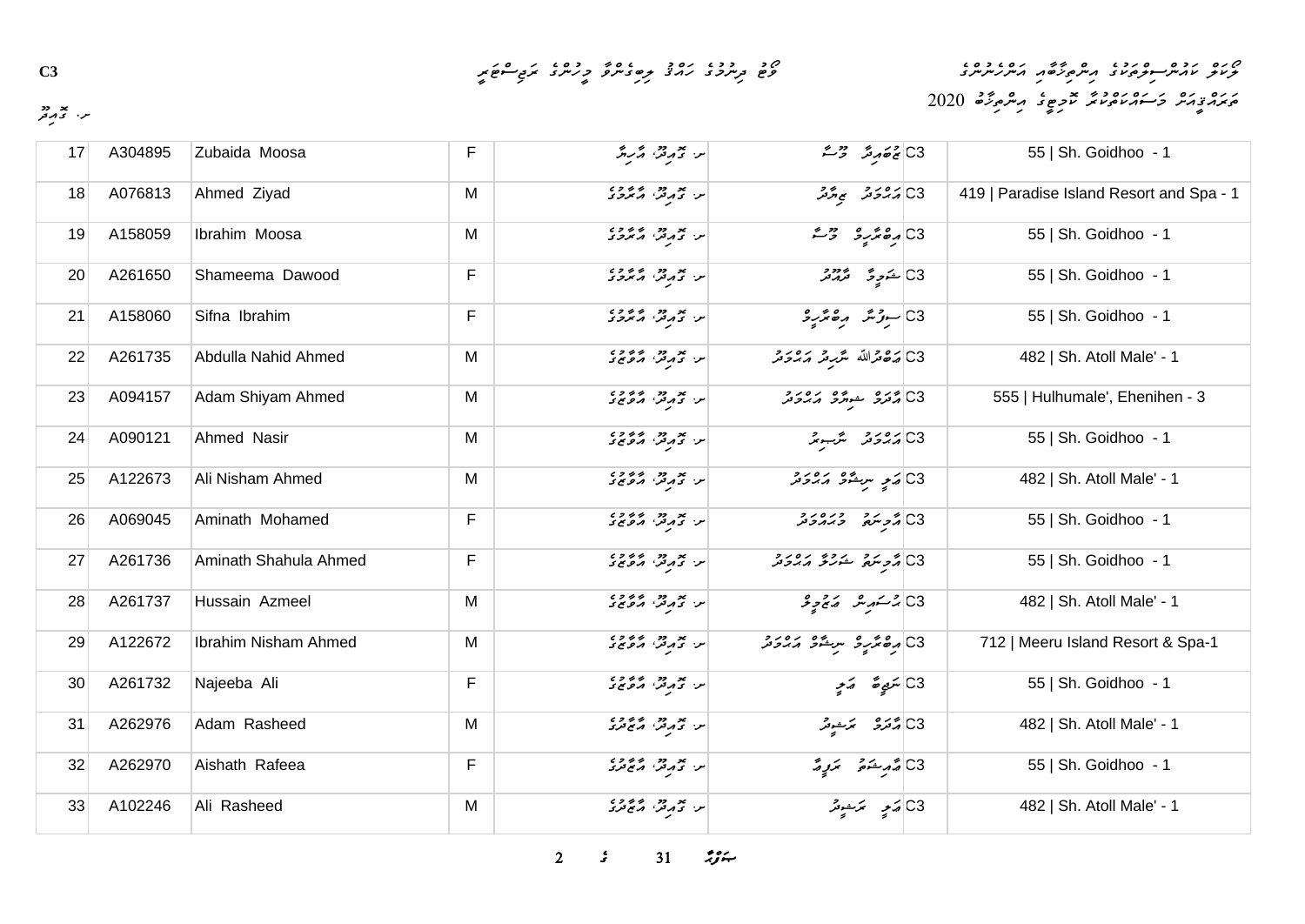| 17 | A304895 | Zubaida Moosa | F | ش. ގޮއިދޫ، އާހިލާ | C3 ޒުބައިދާ މޫސާ | 55 \| Sh. Goidhoo - 1 |
|---|---|---|---|---|---|---|
| 18 | A076813 | Ahmed Ziyad | M | ش. ގޮއިދޫ، އާރުމާގެ | C3 އަހްމަދު ޒިޔާދު | 419 \| Paradise Island Resort and Spa - 1 |
| 19 | A158059 | Ibrahim Moosa | M | ش. ގޮއިދޫ، އާރުމާގެ | C3 އިބްރާހީމް މޫސާ | 55 \| Sh. Goidhoo - 1 |
| 20 | A261650 | Shameema Dawood | F | ش. ގޮއިދޫ، އާރުމާގެ | C3 ޝަމީމާ ދާއޫދު | 55 \| Sh. Goidhoo - 1 |
| 21 | A158060 | Sifna Ibrahim | F | ش. ގޮއިދޫ، އާރުމާގެ | C3 ސިފްނާ އިބްރާހީމް | 55 \| Sh. Goidhoo - 1 |
| 22 | A261735 | Abdulla Nahid Ahmed | M | ش. ގޮއިދޫ، އާލުވޭގެ | C3 އަބްދުﷲ ނާހިދު އަހްމަދު | 482 \| Sh. Atoll Male' - 1 |
| 23 | A094157 | Adam Shiyam Ahmed | M | ش. ގޮއިދޫ، އާލުވޭގެ | C3 އާދަމް ޝިޔާމް އަހްމަދު | 555 \| Hulhumale', Ehenihen - 3 |
| 24 | A090121 | Ahmed Nasir | M | ش. ގޮއިދޫ، އާލުވޭގެ | C3 އަހްމަދު ނާސިރު | 55 \| Sh. Goidhoo - 1 |
| 25 | A122673 | Ali Nisham Ahmed | M | ش. ގޮއިދޫ، އާލުވޭގެ | C3 އަލި ނިޝާމް އަހްމަދު | 482 \| Sh. Atoll Male' - 1 |
| 26 | A069045 | Aminath Mohamed | F | ش. ގޮއިދޫ، އާލުވޭގެ | C3 އާމިނަތު މުހައްމަދު | 55 \| Sh. Goidhoo - 1 |
| 27 | A261736 | Aminath Shahula Ahmed | F | ش. ގޮއިދޫ، އާލުވޭގެ | C3 އާމިނަތު ޝަހުލާ އަހްމަދު | 55 \| Sh. Goidhoo - 1 |
| 28 | A261737 | Hussain Azmeel | M | ش. ގޮއިދޫ، އާލުވޭގެ | C3 ހުސައިން އަޒްމީލް | 482 \| Sh. Atoll Male' - 1 |
| 29 | A122672 | Ibrahim Nisham Ahmed | M | ش. ގޮއިދޫ، އާލުވޭގެ | C3 އިބްރާހީމް ނިޝާމް އަހްމަދު | 712 \| Meeru Island Resort & Spa-1 |
| 30 | A261732 | Najeeba Ali | F | ش. ގޮއިދޫ، އާލުވޭގެ | C3 ނަޖީބާ އަލި | 55 \| Sh. Goidhoo - 1 |
| 31 | A262976 | Adam Rasheed | M | ش. ގޮއިދޫ، އާޒާދުގެ | C3 އާދަމް ރަޝީދު | 482 \| Sh. Atoll Male' - 1 |
| 32 | A262970 | Aishath Rafeea | F | ش. ގޮއިދޫ، އާޒާދުގެ | C3 އާއިޝަތު ރަފީއާ | 55 \| Sh. Goidhoo - 1 |
| 33 | A102246 | Ali Rasheed | M | ش. ގޮއިދޫ، އާޒާދުގެ | C3 އަލި ރަޝީދު | 482 \| Sh. Atoll Male' - 1 |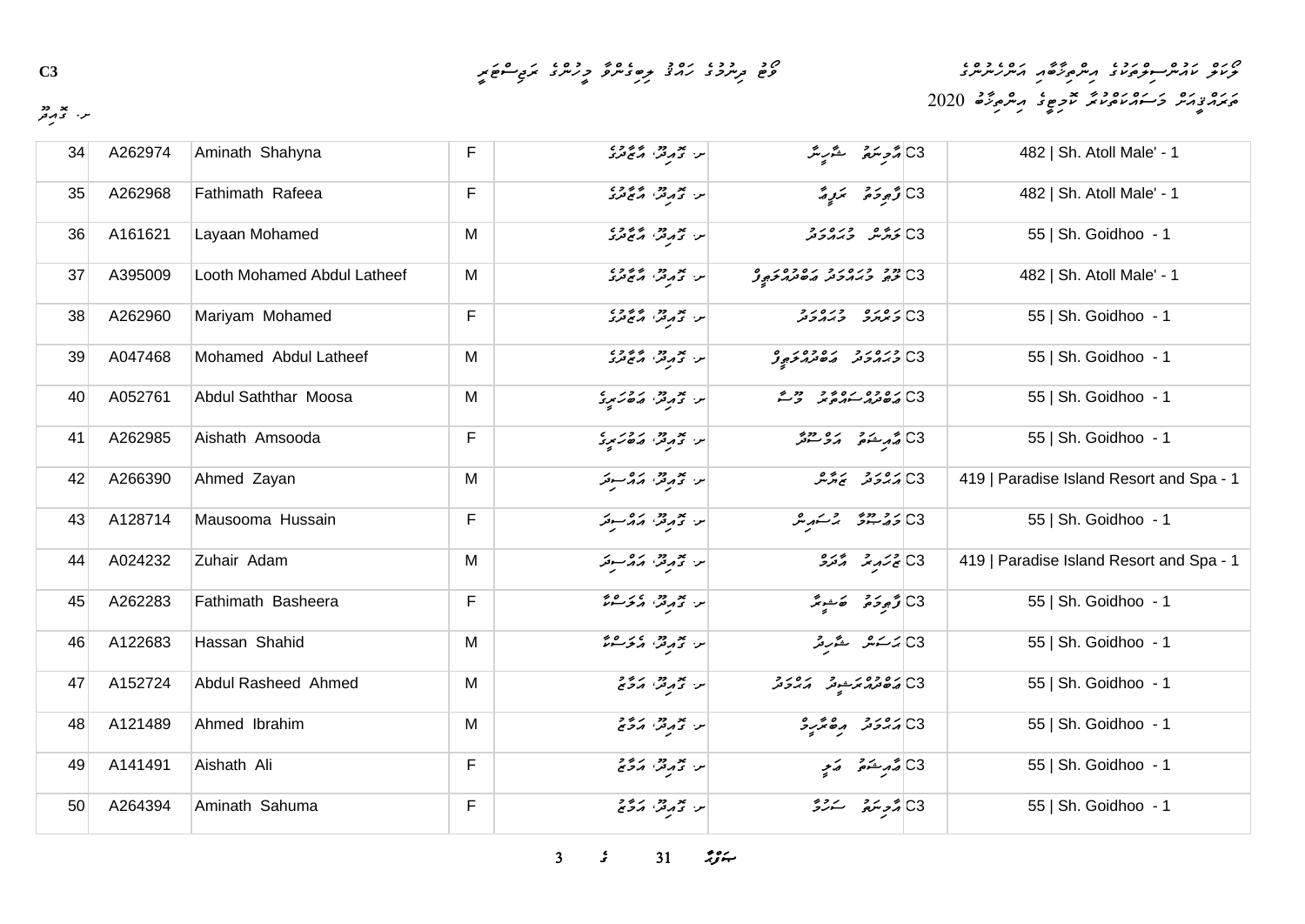| 34 | A262974 | Aminath Shahyna | F | ސ. ގޮއިދޫ، އާޒާދީގެ | C3 އާމިނަތު ޝާހިނާ | 482 \| Sh. Atoll Male' - 1 |
|---|---|---|---|---|---|---|
| 35 | A262968 | Fathimath Rafeea | F | ސ. ގޮއިދޫ، އާޒާދީގެ | C3 ފާތިމަތު ރަފީއާ | 482 \| Sh. Atoll Male' - 1 |
| 36 | A161621 | Layaan Mohamed | M | ސ. ގޮއިދޫ، އާޒާދީގެ | C3 ލަޔާން މުހައްމަދު | 55 \| Sh. Goidhoo - 1 |
| 37 | A395009 | Looth Mohamed Abdul Latheef | M | ސ. ގޮއިދޫ، އާޒާދީގެ | C3 ލޫތު މުހައްމަދު އަބްދުއްލަޠީފު | 482 \| Sh. Atoll Male' - 1 |
| 38 | A262960 | Mariyam Mohamed | F | ސ. ގޮއިދޫ، އާޒާދީގެ | C3 މަރިޔަމް މުހައްމަދު | 55 \| Sh. Goidhoo - 1 |
| 39 | A047468 | Mohamed Abdul Latheef | M | ސ. ގޮއިދޫ، އާޒާދީގެ | C3 މުހައްމަދު އަބްދުއްލަޠީފު | 55 \| Sh. Goidhoo - 1 |
| 40 | A052761 | Abdul Saththar Moosa | M | ސ. ގޮއިދޫ، އަބަރަށީގެ | C3 އަބްދުއްސައްތާރު މޫސާ | 55 \| Sh. Goidhoo - 1 |
| 41 | A262985 | Aishath Amsooda | F | ސ. ގޮއިދޫ، އަބަރަށީގެ | C3 އާއިޝަތު އަމްސޫދާ | 55 \| Sh. Goidhoo - 1 |
| 42 | A266390 | Ahmed Zayan | M | ސ. ގޮއިދޫ، އައްސިލަ | C3 އަހްމަދު ޒަޔާން | 419 \| Paradise Island Resort and Spa - 1 |
| 43 | A128714 | Mausooma Hussain | F | ސ. ގޮއިދޫ، އައްސިލަ | C3 މައުސޫމާ ހުސައިން | 55 \| Sh. Goidhoo - 1 |
| 44 | A024232 | Zuhair Adam | M | ސ. ގޮއިދޫ، އައްސިލަ | C3 ޒުހައިރު އާދަމް | 419 \| Paradise Island Resort and Spa - 1 |
| 45 | A262283 | Fathimath Basheera | F | ސ. ގޮއިދޫ، އެވަރސްޓް | C3 ފާތިމަތު ބަޝީރާ | 55 \| Sh. Goidhoo - 1 |
| 46 | A122683 | Hassan Shahid | M | ސ. ގޮއިދޫ، އެވަރސްޓް | C3 ހަސަން ޝާހިދު | 55 \| Sh. Goidhoo - 1 |
| 47 | A152724 | Abdul Rasheed Ahmed | M | ސ. ގޮއިދޫ، އަމާޒް | C3 އަބްދުއްރަޝީދު އަހްމަދު | 55 \| Sh. Goidhoo - 1 |
| 48 | A121489 | Ahmed Ibrahim | M | ސ. ގޮއިދޫ، އަމާޒް | C3 އަހްމަދު އިބްރާހީމް | 55 \| Sh. Goidhoo - 1 |
| 49 | A141491 | Aishath Ali | F | ސ. ގޮއިދޫ، އަމާޒް | C3 އާއިޝަތު އަލީ | 55 \| Sh. Goidhoo - 1 |
| 50 | A264394 | Aminath Sahuma | F | ސ. ގޮއިދޫ، އަމާޒް | C3 އާމިނަތު ސަހުމާ | 55 \| Sh. Goidhoo - 1 |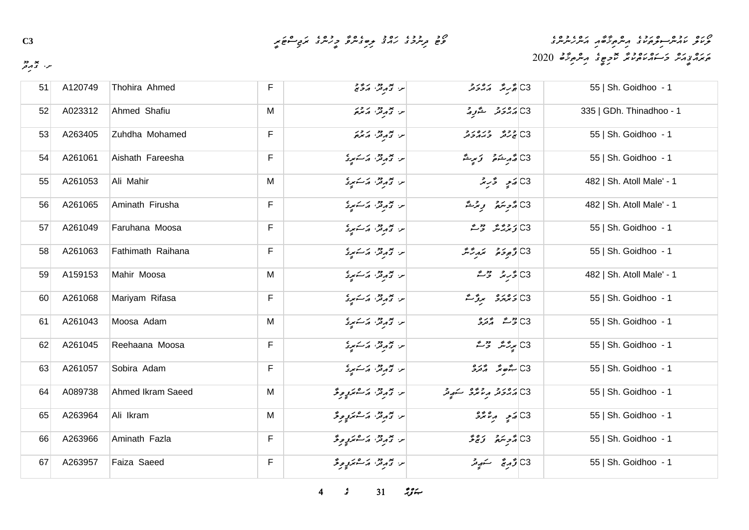| 51 | A120749 | Thohira Ahmed | F | ށ. ގޮއިދޫ، އަމާޒު | C3 ޠާހިރާ އަޙްމަދު | 55 \| Sh. Goidhoo - 1 |
|---|---|---|---|---|---|---|
| 52 | A023312 | Ahmed Shafiu | M | ށ. ގޮއިދޫ، އަރަރޯ | C3 އަޙްމަދު ޝާފިޢު | 335 \| GDh. Thinadhoo - 1 |
| 53 | A263405 | Zuhdha Mohamed | F | ށ. ގޮއިދޫ، އަރަރޯ | C3 ޒުހްދާ މުޙައްމަދު | 55 \| Sh. Goidhoo - 1 |
| 54 | A261061 | Aishath Fareesha | F | ށ. ގޮއިދޫ، އަސަރީގެ | C3 އައިޝަތު ފަރީޝާ | 55 \| Sh. Goidhoo - 1 |
| 55 | A261053 | Ali Mahir | M | ށ. ގޮއިދޫ، އަސަރީގެ | C3 އަލި މާހިރު | 482 \| Sh. Atoll Male' - 1 |
| 56 | A261065 | Aminath Firusha | F | ށ. ގޮއިދޫ، އަސަރީގެ | C3 އާމިނަތު ފިރުޝާ | 482 \| Sh. Atoll Male' - 1 |
| 57 | A261049 | Faruhana Moosa | F | ށ. ގޮއިދޫ، އަސަރީގެ | C3 ފަރުހާނާ މޫސާ | 55 \| Sh. Goidhoo - 1 |
| 58 | A261063 | Fathimath Raihana | F | ށ. ގޮއިދޫ، އަސަރީގެ | C3 ފާތިމަތު ރައިހާނާ | 55 \| Sh. Goidhoo - 1 |
| 59 | A159153 | Mahir Moosa | M | ށ. ގޮއިދޫ، އަސަރީގެ | C3 މާހިރު މޫސާ | 482 \| Sh. Atoll Male' - 1 |
| 60 | A261068 | Mariyam Rifasa | F | ށ. ގޮއިދޫ، އަސަރީގެ | C3 މަރިޔަމް ރިފާސާ | 55 \| Sh. Goidhoo - 1 |
| 61 | A261043 | Moosa Adam | M | ށ. ގޮއިދޫ، އަސަރީގެ | C3 މޫސާ އާދަމް | 55 \| Sh. Goidhoo - 1 |
| 62 | A261045 | Reehaana Moosa | F | ށ. ގޮއިދޫ، އަސަރީގެ | C3 ރީހާނާ މޫސާ | 55 \| Sh. Goidhoo - 1 |
| 63 | A261057 | Sobira Adam | F | ށ. ގޮއިދޫ، އަސަރީގެ | C3 ޞާބިރާ އާދަމް | 55 \| Sh. Goidhoo - 1 |
| 64 | A089738 | Ahmed Ikram Saeed | M | ށ. ގޮއިދޫ، އަސްތަރިވިލާ | C3 އަޙްމަދު އިކްރާމް ސައީދު | 55 \| Sh. Goidhoo - 1 |
| 65 | A263964 | Ali Ikram | M | ށ. ގޮއިދޫ، އަސްތަރިވިލާ | C3 އަލި އިކްރާމް | 55 \| Sh. Goidhoo - 1 |
| 66 | A263966 | Aminath Fazla | F | ށ. ގޮއިދޫ، އަސްތަރިވިލާ | C3 އާމިނަތު ފަޟްލާ | 55 \| Sh. Goidhoo - 1 |
| 67 | A263957 | Faiza Saeed | F | ށ. ގޮއިދޫ، އަސްތަރިވިލާ | C3 ފާއިޒާ ސައީދު | 55 \| Sh. Goidhoo - 1 |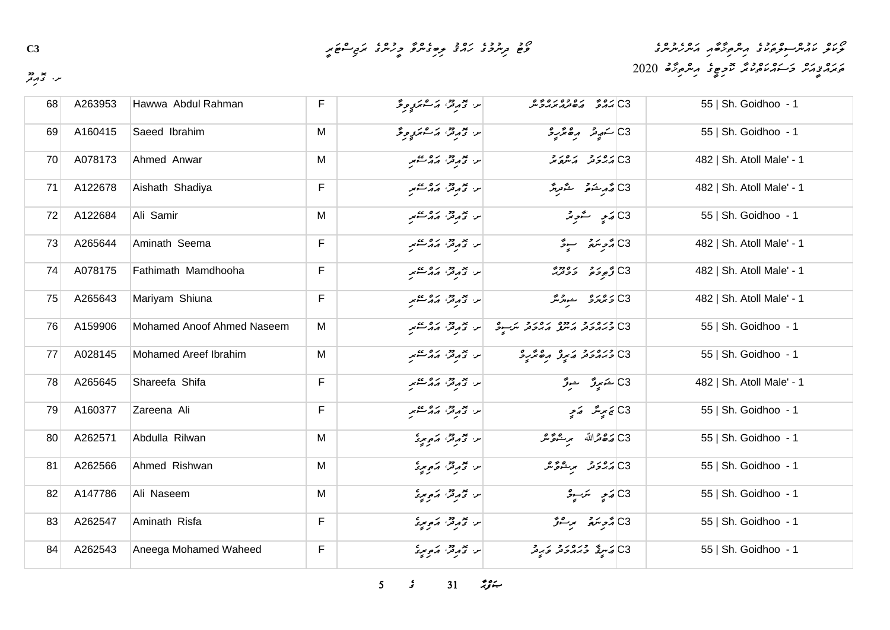| 68 | A263953 | Hawwa Abdul Rahman | F | ش. ގޯއިދޫ، އަސްރަފީވިލާ | C3 ހައްވާ އަބްދުއްރަޙްމާން | 55 \| Sh. Goidhoo - 1 |
|---|---|---|---|---|---|---|
| 69 | A160415 | Saeed Ibrahim | M | ش. ގޯއިދޫ، އަސްރަފީވިލާ | C3 ސައީދު އިބްރާހީމް | 55 \| Sh. Goidhoo - 1 |
| 70 | A078173 | Ahmed Anwar | M | ش. ގޯއިދޫ، އައްސޭރި | C3 އަޙްމަދު އަންވަރު | 482 \| Sh. Atoll Male' - 1 |
| 71 | A122678 | Aishath Shadiya | F | ش. ގޯއިދޫ، އައްސޭރި | C3 އާއިޝަތު ޝާދިޔާ | 482 \| Sh. Atoll Male' - 1 |
| 72 | A122684 | Ali Samir | M | ش. ގޯއިދޫ، އައްސޭރި | C3 އަލީ ސާމިރު | 55 \| Sh. Goidhoo - 1 |
| 73 | A265644 | Aminath Seema | F | ش. ގޯއިދޫ، އައްސޭރި | C3 އާމިނަތު ސީމާ | 482 \| Sh. Atoll Male' - 1 |
| 74 | A078175 | Fathimath Mamdhooha | F | ش. ގޯއިދޫ، އައްސޭރި | C3 ފާތިމަތު މަމްދޫހާ | 482 \| Sh. Atoll Male' - 1 |
| 75 | A265643 | Mariyam Shiuna | F | ش. ގޯއިދޫ، އައްސޭރި | C3 މަރިޔަމް ޝިއުނާ | 482 \| Sh. Atoll Male' - 1 |
| 76 | A159906 | Mohamed Anoof Ahmed Naseem | M | ش. ގޯއިދޫ، އައްސޭރި | C3 މުޙައްމަދު އަނޫފު އަޙްމަދު ނަސީމް | 55 \| Sh. Goidhoo - 1 |
| 77 | A028145 | Mohamed Areef Ibrahim | M | ش. ގޯއިދޫ، އައްސޭރި | C3 މުޙައްމަދު އަރީފު އިބްރާހީމް | 55 \| Sh. Goidhoo - 1 |
| 78 | A265645 | Shareefa Shifa | F | ش. ގޯއިދޫ، އައްސޭރި | C3 ޝަރީފާ ޝިފާ | 482 \| Sh. Atoll Male' - 1 |
| 79 | A160377 | Zareena Ali | F | ش. ގޯއިދޫ، އައްސޭރި | C3 ޒަރީނާ އަލީ | 55 \| Sh. Goidhoo - 1 |
| 80 | A262571 | Abdulla Rilwan | M | ش. ގޯއިދޫ، އަލިވިރީ | C3 އަބްދުﷲ ރިލްވާން | 55 \| Sh. Goidhoo - 1 |
| 81 | A262566 | Ahmed Rishwan | M | ش. ގޯއިދޫ، އަލިވިރީ | C3 އަޙްމަދު ރިޝްވާން | 55 \| Sh. Goidhoo - 1 |
| 82 | A147786 | Ali Naseem | M | ش. ގޯއިދޫ، އަލިވިރީ | C3 އަލީ ނަސީމް | 55 \| Sh. Goidhoo - 1 |
| 83 | A262547 | Aminath Risfa | F | ش. ގޯއިދޫ، އަލިވިރީ | C3 އާމިނަތު ރިސްފާ | 55 \| Sh. Goidhoo - 1 |
| 84 | A262543 | Aneega Mohamed Waheed | F | ش. ގޯއިދޫ، އަލިވިރީ | C3 އަނީގާ މުޙައްމަދު ވަޙީދު | 55 \| Sh. Goidhoo - 1 |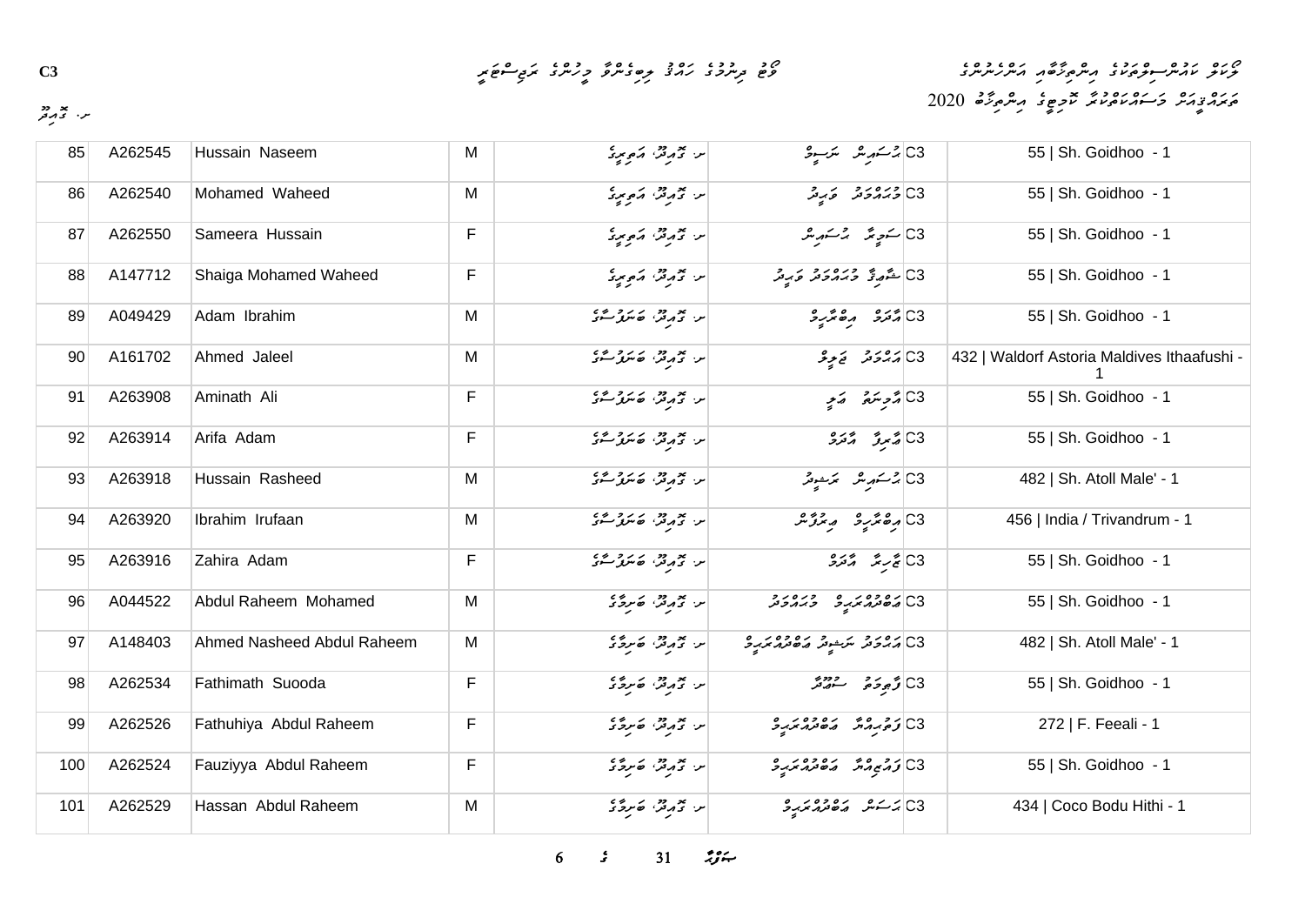C3

ނ. ގޮއިދޫ

| 85 | A262545 | Hussain Naseem | M | ށ. ގޮއިދޫ، އަތިރީގެ | C3 ޙުސައިން ނަސީމް | 55 \| Sh. Goidhoo - 1 |
|---|---|---|---|---|---|---|
| 86 | A262540 | Mohamed Waheed | M | ށ. ގޮއިދޫ، އަތިރީގެ | C3 މުޙައްމަދު ވަޙީދު | 55 \| Sh. Goidhoo - 1 |
| 87 | A262550 | Sameera Hussain | F | ށ. ގޮއިދޫ، އަތިރީގެ | C3 ސަމީރާ ޙުސައިން | 55 \| Sh. Goidhoo - 1 |
| 88 | A147712 | Shaiga Mohamed Waheed | F | ށ. ގޮއިދޫ، އަތިރީގެ | C3 ޝާއިގާ މުޙައްމަދު ވަޙީދު | 55 \| Sh. Goidhoo - 1 |
| 89 | A049429 | Adam Ibrahim | M | ށ. ގޮއިދޫ، ބަނަފްސާގެ | C3 އާދަމް އިބްރާހީމް | 55 \| Sh. Goidhoo - 1 |
| 90 | A161702 | Ahmed Jaleel | M | ށ. ގޮއިދޫ، ބަނަފްސާގެ | C3 އަޙްމަދު ޖަލީލް | 432 \| Waldorf Astoria Maldives Ithaafushi - 1 |
| 91 | A263908 | Aminath Ali | F | ށ. ގޮއިދޫ، ބަނަފްސާގެ | C3 އާމިނަތު އަލީ | 55 \| Sh. Goidhoo - 1 |
| 92 | A263914 | Arifa Adam | F | ށ. ގޮއިދޫ، ބަނަފްސާގެ | C3 އާރިފާ އާދަމް | 55 \| Sh. Goidhoo - 1 |
| 93 | A263918 | Hussain Rasheed | M | ށ. ގޮއިދޫ، ބަނަފްސާގެ | C3 ޙުސައިން ރަޝީދު | 482 \| Sh. Atoll Male' - 1 |
| 94 | A263920 | Ibrahim Irufaan | M | ށ. ގޮއިދޫ، ބަނަފްސާގެ | C3 އިބްރާހީމް އިރުފާން | 456 \| India / Trivandrum - 1 |
| 95 | A263916 | Zahira Adam | F | ށ. ގޮއިދޫ، ބަނަފްސާގެ | C3 ޒާހިރާ އާދަމް | 55 \| Sh. Goidhoo - 1 |
| 96 | A044522 | Abdul Raheem Mohamed | M | ށ. ގޮއިދޫ، ބަރިވާގެ | C3 އަބްދުއްރަޙީމް މުޙައްމަދު | 55 \| Sh. Goidhoo - 1 |
| 97 | A148403 | Ahmed Nasheed Abdul Raheem | M | ށ. ގޮއިދޫ، ބަރިވާގެ | C3 އަޙްމަދު ނަޝީދު އަބްދުއްރަޙީމް | 482 \| Sh. Atoll Male' - 1 |
| 98 | A262534 | Fathimath Suooda | F | ށ. ގޮއިދޫ، ބަރިވާގެ | C3 ފާތިމަތު ސުޢޫދާ | 55 \| Sh. Goidhoo - 1 |
| 99 | A262526 | Fathuhiya Abdul Raheem | F | ށ. ގޮއިދޫ، ބަރިވާގެ | C3 ފަތުހިޔާ އަބްދުއްރަޙީމް | 272 \| F. Feeali - 1 |
| 100 | A262524 | Fauziyya Abdul Raheem | F | ށ. ގޮއިދޫ، ބަރިވާގެ | C3 ފައުޒިއްޔާ އަބްދުއްރަޙީމް | 55 \| Sh. Goidhoo - 1 |
| 101 | A262529 | Hassan Abdul Raheem | M | ށ. ގޮއިދޫ، ބަރިވާގެ | C3 ޙަސަން އަބްދުއްރަޙީމް | 434 \| Coco Bodu Hithi - 1 |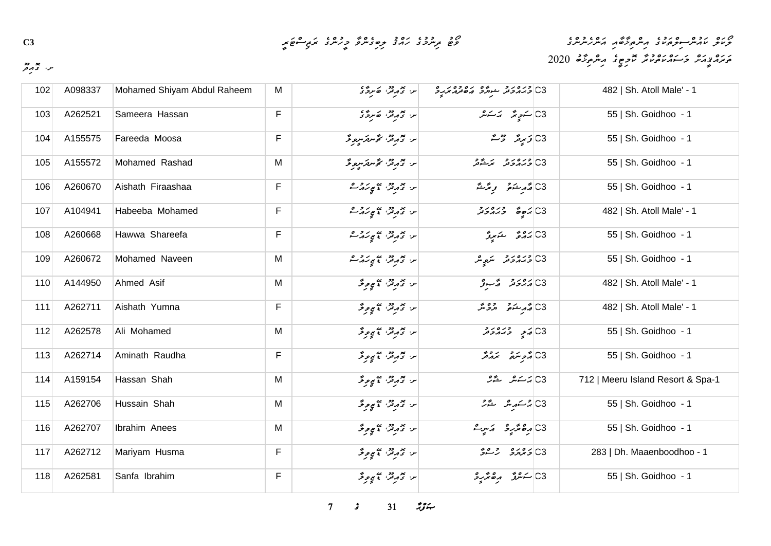| 102 | A098337 | Mohamed Shiyam Abdul Raheem | M | ސ. ގޮއިދޫ، ބަރުމާގެ | C3  މުހައްމަދު ޝިޔާމް އަބްދުއްރަޙީމް | 482 \| Sh. Atoll Male' - 1 |
|---|---|---|---|---|---|---|
| 103 | A262521 | Sameera Hassan | F | ސ. ގޮއިދޫ، ބަރުމާގެ | C3 ސަމީރާ ޙަސަން | 55 \| Sh. Goidhoo - 1 |
| 104 | A155575 | Fareeda Moosa | F | ސ. ގޮއިދޫ، ގުލްސަނާރިވިލާ | C3 ފަރީދާ މޫސާ | 55 \| Sh. Goidhoo - 1 |
| 105 | A155572 | Mohamed Rashad | M | ސ. ގޮއިދޫ، ގުލްސަނާރިވިލާ | C3 މުހައްމަދު ރަޝާދު | 55 \| Sh. Goidhoo - 1 |
| 106 | A260670 | Aishath Firaashaa | F | ސ. ގޮއިދޫ، ގްރީނަރޯސް | C3 އާއިޝަތު ފިރާޝާ | 55 \| Sh. Goidhoo - 1 |
| 107 | A104941 | Habeeba Mohamed | F | ސ. ގޮއިދޫ، ގްރީނަރޯސް | C3 ހަބީބާ މުހައްމަދު | 482 \| Sh. Atoll Male' - 1 |
| 108 | A260668 | Hawwa Shareefa | F | ސ. ގޮއިދޫ، ގްރީނަރޯސް | C3 ހައްވާ ޝަރީފާ | 55 \| Sh. Goidhoo - 1 |
| 109 | A260672 | Mohamed Naveen | M | ސ. ގޮއިދޫ، ގްރީނަރޯސް | C3 މުހައްމަދު ނަވީން | 55 \| Sh. Goidhoo - 1 |
| 110 | A144950 | Ahmed Asif | M | ސ. ގޮއިދޫ، ގްރީންވިލާ | C3 އަހްމަދު އާސިފު | 482 \| Sh. Atoll Male' - 1 |
| 111 | A262711 | Aishath Yumna | F | ސ. ގޮއިދޫ، ގްރީންވިލާ | C3 އާއިޝަތު ޔުމްނާ | 482 \| Sh. Atoll Male' - 1 |
| 112 | A262578 | Ali Mohamed | M | ސ. ގޮއިދޫ، ގްރީންވިލާ | C3 އަލި މުހައްމަދު | 55 \| Sh. Goidhoo - 1 |
| 113 | A262714 | Aminath Raudha | F | ސ. ގޮއިދޫ، ގްރީންވިލާ | C3 އާމިނަތު ރައުދާ | 55 \| Sh. Goidhoo - 1 |
| 114 | A159154 | Hassan Shah | M | ސ. ގޮއިދޫ، ގްރީންވިލާ | C3 ހަސަން ޝާހް | 712 \| Meeru Island Resort & Spa-1 |
| 115 | A262706 | Hussain Shah | M | ސ. ގޮއިދޫ، ގްރީންވިލާ | C3 ހުސައިން ޝާހް | 55 \| Sh. Goidhoo - 1 |
| 116 | A262707 | Ibrahim Anees | M | ސ. ގޮއިދޫ، ގްރީންވިލާ | C3 އިބްރާހީމް އަނީސް | 55 \| Sh. Goidhoo - 1 |
| 117 | A262712 | Mariyam Husma | F | ސ. ގޮއިދޫ، ގްރީންވިލާ | C3 މަރިޔަމް ހުސްމާ | 283 \| Dh. Maaenboodhoo - 1 |
| 118 | A262581 | Sanfa Ibrahim | F | ސ. ގޮއިދޫ، ގްރީންވިލާ | C3 ސަންފާ އިބްރާހީމް | 55 \| Sh. Goidhoo - 1 |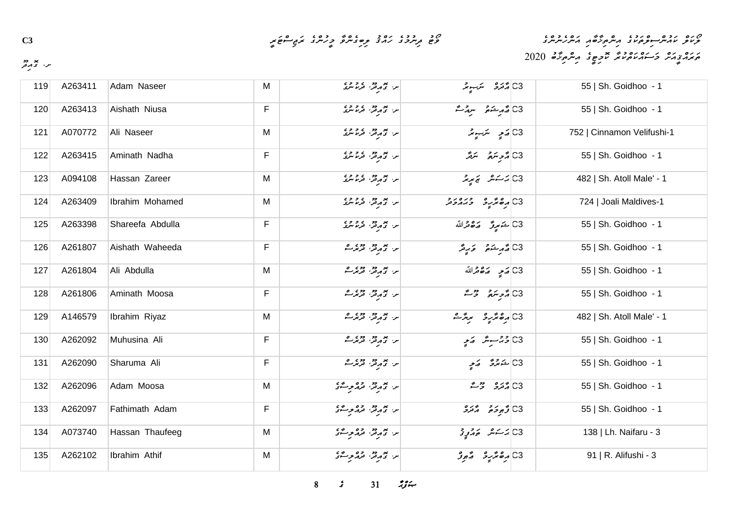| 119 | A263411 | Adam Naseer | M | ނ. ގޮއިދޫ، ދަހުލިޔާ | C3 އާދަމް ނަސީރު | 55 \| Sh. Goidhoo - 1 |
|---|---|---|---|---|---|---|
| 120 | A263413 | Aishath Niusa | F | ނ. ގޮއިދޫ، ދަހުލިޔާ | C3 އާއިޝަތު ނިއުސާ | 55 \| Sh. Goidhoo - 1 |
| 121 | A070772 | Ali Naseer | M | ނ. ގޮއިދޫ، ދަހުލިޔާ | C3 އަލީ ނަސީރު | 752 \| Cinnamon Velifushi-1 |
| 122 | A263415 | Aminath Nadha | F | ނ. ގޮއިދޫ، ދަހުލިޔާ | C3 އާމިނަތު ނަދާ | 55 \| Sh. Goidhoo - 1 |
| 123 | A094108 | Hassan Zareer | M | ނ. ގޮއިދޫ، ދަހުލިޔާ | C3 ހަސަން ޒަރީރު | 482 \| Sh. Atoll Male' - 1 |
| 124 | A263409 | Ibrahim Mohamed | M | ނ. ގޮއިދޫ، ދަހުލިޔާ | C3 އިބްރާހީމް މުހައްމަދު | 724 \| Joali Maldives-1 |
| 125 | A263398 | Shareefa Abdulla | F | ނ. ގޮއިދޫ، ދަހުލިޔާ | C3 ޝަރީފާ އަބްދުﷲ | 55 \| Sh. Goidhoo - 1 |
| 126 | A261807 | Aishath Waheeda | F | ނ. ގޮއިދޫ، ދޫރަސް | C3 އާއިޝަތު ވަހީދާ | 55 \| Sh. Goidhoo - 1 |
| 127 | A261804 | Ali Abdulla | M | ނ. ގޮއިދޫ، ދޫރަސް | C3 އަލީ އަބްދުﷲ | 55 \| Sh. Goidhoo - 1 |
| 128 | A261806 | Aminath Moosa | F | ނ. ގޮއިދޫ، ދޫރަސް | C3 އާމިނަތު މޫސާ | 55 \| Sh. Goidhoo - 1 |
| 129 | A146579 | Ibrahim Riyaz | M | ނ. ގޮއިދޫ، ދޫރަސް | C3 އިބްރާހީމް ރިޔާޒް | 482 \| Sh. Atoll Male' - 1 |
| 130 | A262092 | Muhusina Ali | F | ނ. ގޮއިދޫ، ދޫރަސް | C3 މުހުސިނާ އަލީ | 55 \| Sh. Goidhoo - 1 |
| 131 | A262090 | Sharuma Ali | F | ނ. ގޮއިދޫ، ދޫރަސް | C3 ޝަރުމާ އަލީ | 55 \| Sh. Goidhoo - 1 |
| 132 | A262096 | Adam Moosa | M | ނ. ގޮއިދޫ، ދުއްވާސާގެ | C3 އާދަމް މޫސާ | 55 \| Sh. Goidhoo - 1 |
| 133 | A262097 | Fathimath Adam | F | ނ. ގޮއިދޫ، ދުއްވާސާގެ | C3 ފާތިމަތު އާދަމް | 55 \| Sh. Goidhoo - 1 |
| 134 | A073740 | Hassan Thaufeeg | M | ނ. ގޮއިދޫ، ދުއްވާސާގެ | C3 ހަސަން ތައުފީޤު | 138 \| Lh. Naifaru - 3 |
| 135 | A262102 | Ibrahim Athif | M | ނ. ގޮއިދޫ، ދުއްވާސާގެ | C3 އިބްރާހީމް އާތިފް | 91 \| R. Alifushi - 3 |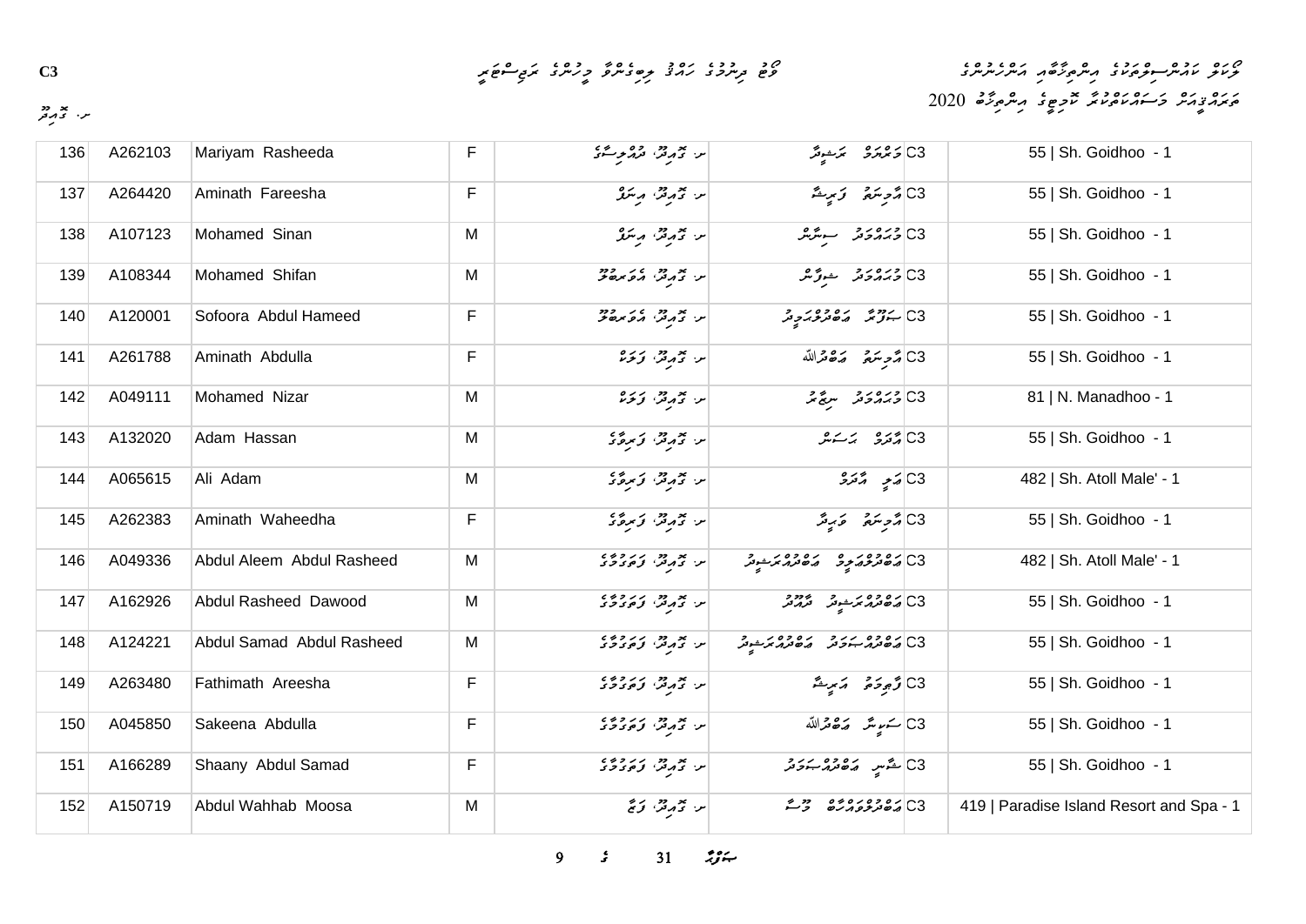| 136 | A262103 | Mariyam Rasheeda | F | ނ. ގޮއިދޫ، ދަރުމަވަންތަ | C3 ވަރިޔަމް ރަޝީދާ | 55 \| Sh. Goidhoo - 1 |
|---|---|---|---|---|---|---|
| 137 | A264420 | Aminath Fareesha | F | ނ. ގޮއިދޫ، އިސްދޫ | C3 އާމިނަތު ފަރީޝާ | 55 \| Sh. Goidhoo - 1 |
| 138 | A107123 | Mohamed Sinan | M | ނ. ގޮއިދޫ، އިސްދޫ | C3 މުހައްމަދު ސިނާން | 55 \| Sh. Goidhoo - 1 |
| 139 | A108344 | Mohamed Shifan | M | ނ. ގޮއިދޫ، އުދަރެސްވާ | C3 މުހައްމަދު ޝިފާން | 55 \| Sh. Goidhoo - 1 |
| 140 | A120001 | Sofoora Abdul Hameed | F | ނ. ގޮއިދޫ، އުދަރެސްވާ | C3 ސުފޫރާ އަބްދުލްހަމީދު | 55 \| Sh. Goidhoo - 1 |
| 141 | A261788 | Aminath Abdulla | F | ނ. ގޮއިދޫ، ފަރަގެ | C3 އާމިނަތު އަބްދުﷲ | 55 \| Sh. Goidhoo - 1 |
| 142 | A049111 | Mohamed Nizar | M | ނ. ގޮއިދޫ، ފަރަގެ | C3 މުހައްމަދު ނިޒާރު | 81 \| N. Manadhoo - 1 |
| 143 | A132020 | Adam Hassan | M | ނ. ގޮއިދޫ، ފަރިވާގެ | C3 އާދަމް ހަސަން | 55 \| Sh. Goidhoo - 1 |
| 144 | A065615 | Ali Adam | M | ނ. ގޮއިދޫ، ފަރިވާގެ | C3 އަލި އާދަމް | 482 \| Sh. Atoll Male' - 1 |
| 145 | A262383 | Aminath Waheedha | F | ނ. ގޮއިދޫ، ފަރިވާގެ | C3 އާމިނަތު ވަޙީދާ | 55 \| Sh. Goidhoo - 1 |
| 146 | A049336 | Abdul Aleem Abdul Rasheed | M | ނ. ގޮއިދޫ، ފަތުރުވާގެ | C3 އަބްދުލްއަލީމް އަބްދުއްރަޝީދު | 482 \| Sh. Atoll Male' - 1 |
| 147 | A162926 | Abdul Rasheed Dawood | M | ނ. ގޮއިދޫ، ފަތުރުވާގެ | C3 އަބްދުއްރަޝީދު ދާއޫދު | 55 \| Sh. Goidhoo - 1 |
| 148 | A124221 | Abdul Samad Abdul Rasheed | M | ނ. ގޮއިދޫ، ފަތުރުވާގެ | C3 އަބްދުއްސަމަދު އަބްދުއްރަޝީދު | 55 \| Sh. Goidhoo - 1 |
| 149 | A263480 | Fathimath Areesha | F | ނ. ގޮއިދޫ، ފަތުރުވާގެ | C3 ފާތިމަތު އަރީޝާ | 55 \| Sh. Goidhoo - 1 |
| 150 | A045850 | Sakeena Abdulla | F | ނ. ގޮއިދޫ، ފަތުރުވާގެ | C3 ސަކީނާ އަބްދުﷲ | 55 \| Sh. Goidhoo - 1 |
| 151 | A166289 | Shaany Abdul Samad | F | ނ. ގޮއިދޫ، ފަތުރުވާގެ | C3 ޝާނީ އަބްދުއްސަމަދު | 55 \| Sh. Goidhoo - 1 |
| 152 | A150719 | Abdul Wahhab Moosa | M | ނ. ގޮއިދޫ، ފަޖާ | C3 އަބްދުލްވައްހާބު މޫސާ | 419 \| Paradise Island Resort and Spa - 1 |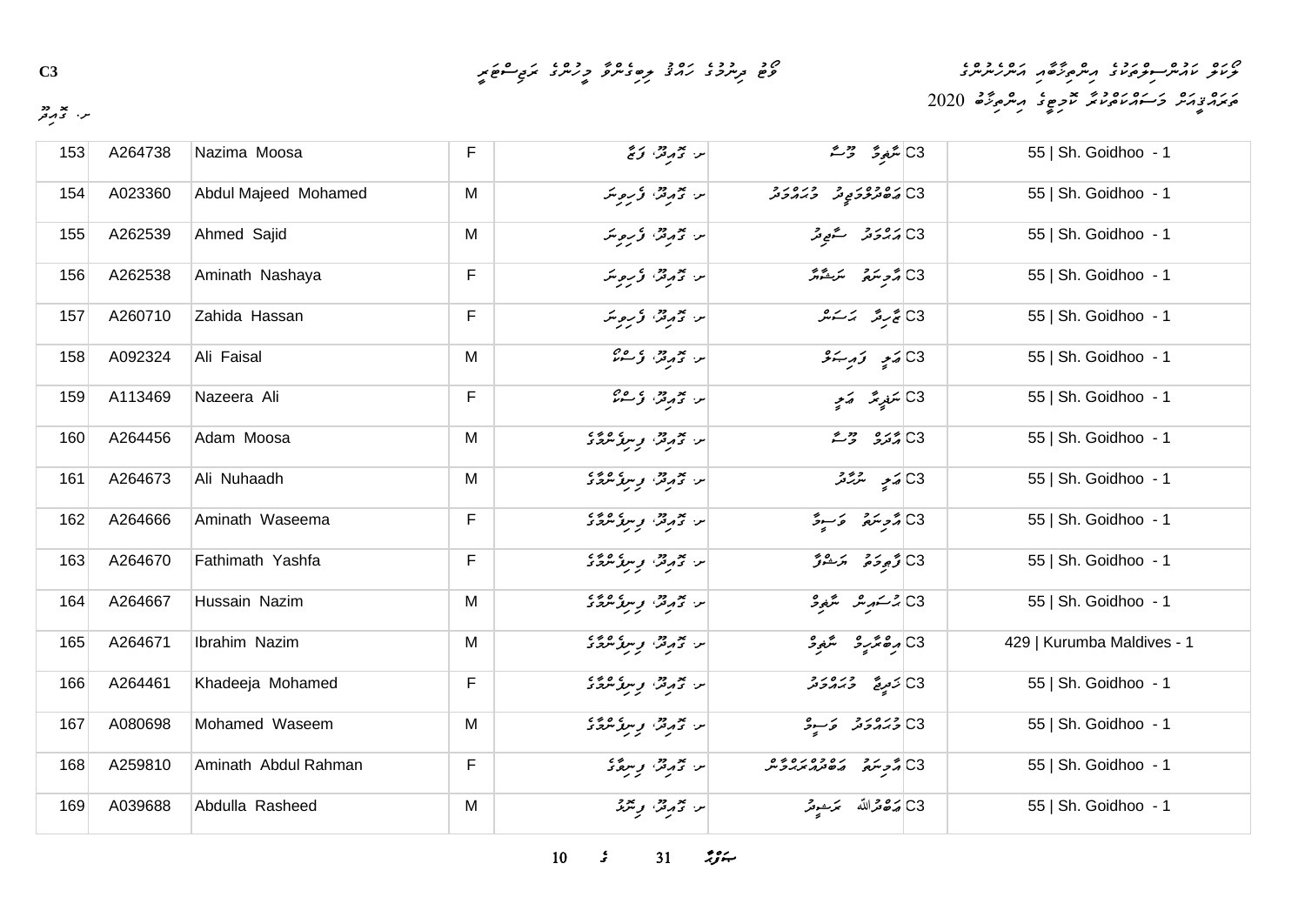| 153 | A264738 | Nazima Moosa | F | س. ގޮއިދޫ، ވަލީ | ނާޒިމާ މޫސާ C3 | 55 \| Sh. Goidhoo - 1 |
|---|---|---|---|---|---|---|
| 154 | A023360 | Abdul Majeed Mohamed | M | ސ. ގޮއިދޫ، ފުރިވިނަ | އަބްދުލްމަޖީދު މުހައްމަދު C3 | 55 \| Sh. Goidhoo - 1 |
| 155 | A262539 | Ahmed Sajid | M | ސ. ގޮއިދޫ، ފުރިވިނަ | އަހުމަދު ސާޖިދު C3 | 55 \| Sh. Goidhoo - 1 |
| 156 | A262538 | Aminath Nashaya | F | ސ. ގޮއިދޫ، ފުރިވިނަ | އާމިނަތު ނަޝާޔާ C3 | 55 \| Sh. Goidhoo - 1 |
| 157 | A260710 | Zahida Hassan | F | ސ. ގޮއިދޫ، ފުރިވިނަ | ޒާހިދާ ހަސަން C3 | 55 \| Sh. Goidhoo - 1 |
| 158 | A092324 | Ali Faisal | M | ސ. ގޮއިދޫ، ފެސްޓާ | އަލި ފައިސަލް C3 | 55 \| Sh. Goidhoo - 1 |
| 159 | A113469 | Nazeera Ali | F | ސ. ގޮއިދޫ، ފެސްޓާ | ނަޒީރާ އަލި C3 | 55 \| Sh. Goidhoo - 1 |
| 160 | A264456 | Adam Moosa | M | ސ. ގޮއިދޫ، ވިނަފަންގާގެ | އާދަމް މޫސާ C3 | 55 \| Sh. Goidhoo - 1 |
| 161 | A264673 | Ali Nuhaadh | M | ސ. ގޮއިދޫ، ވިނަފަންގާގެ | އަލި ނުހާދު C3 | 55 \| Sh. Goidhoo - 1 |
| 162 | A264666 | Aminath Waseema | F | ސ. ގޮއިދޫ، ވިނަފަންގާގެ | އާމިނަތު ވަސީމާ C3 | 55 \| Sh. Goidhoo - 1 |
| 163 | A264670 | Fathimath Yashfa | F | ސ. ގޮއިދޫ، ވިނަފަންގާގެ | ފާތިމަތު ޔަޝްފާ C3 | 55 \| Sh. Goidhoo - 1 |
| 164 | A264667 | Hussain Nazim | M | ސ. ގޮއިދޫ، ވިނަފަންގާގެ | ހުސައިން ނާޒިމް C3 | 55 \| Sh. Goidhoo - 1 |
| 165 | A264671 | Ibrahim Nazim | M | ސ. ގޮއިދޫ، ވިނަފަންގާގެ | އިބްރާހިމް ނާޒިމް C3 | 429 \| Kurumba Maldives - 1 |
| 166 | A264461 | Khadeeja Mohamed | F | ސ. ގޮއިދޫ، ވިނަފަންގާގެ | ހަދީޖާ މުހައްމަދު C3 | 55 \| Sh. Goidhoo - 1 |
| 167 | A080698 | Mohamed Waseem | M | ސ. ގޮއިދޫ، ވިނަފަންގާގެ | މުހައްމަދު ވަސީމް C3 | 55 \| Sh. Goidhoo - 1 |
| 168 | A259810 | Aminath Abdul Rahman | F | ސ. ގޮއިދޫ، ވިނިތާގެ | އާމިނަތު އަބްދުއްރަހްމާން C3 | 55 \| Sh. Goidhoo - 1 |
| 169 | A039688 | Abdulla Rasheed | M | ސ. ގޮއިދޫ، ވިނރު | އަބްދުﷲ ރަޝީދު C3 | 55 \| Sh. Goidhoo - 1 |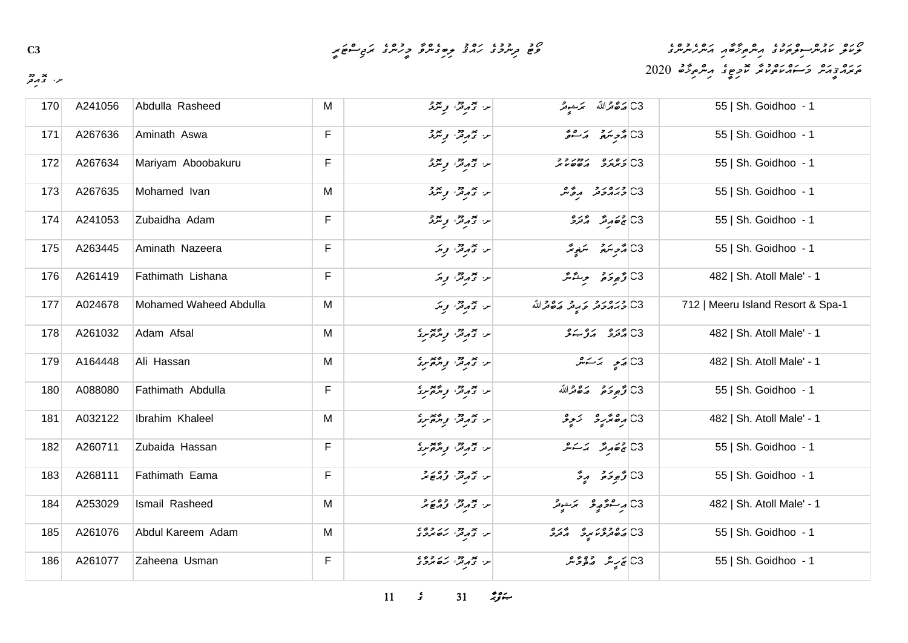| 170 | A241056 | Abdulla Rasheed | M | ش. ގޮއިދޫ، ވިނަރު | C3 އަބްދުﷲ ރަޝީދު | 55 \| Sh. Goidhoo - 1 |
|---|---|---|---|---|---|---|
| 171 | A267636 | Aminath Aswa | F | ش. ގޮއިދޫ، ވިނަރު | C3 އާމިނަތު އަސްވާ | 55 \| Sh. Goidhoo - 1 |
| 172 | A267634 | Mariyam Aboobakuru | F | ش. ގޮއިދޫ، ވިނަރު | C3 މަރިޔަމް އަބޫބަކުރު | 55 \| Sh. Goidhoo - 1 |
| 173 | A267635 | Mohamed Ivan | M | ش. ގޮއިދޫ، ވިނަރު | C3 މުހައްމަދު އިވާން | 55 \| Sh. Goidhoo - 1 |
| 174 | A241053 | Zubaidha Adam | F | ش. ގޮއިދޫ، ވިނަރު | C3 ޒުބައިދާ އާދަމް | 55 \| Sh. Goidhoo - 1 |
| 175 | A263445 | Aminath Nazeera | F | ش. ގޮއިދޫ، ވިލަ | C3 އާމިނަތު ނަޒީރާ | 55 \| Sh. Goidhoo - 1 |
| 176 | A261419 | Fathimath Lishana | F | ش. ގޮއިދޫ، ވިލަ | C3 ފާތިމަތު ލިޝާނާ | 482 \| Sh. Atoll Male' - 1 |
| 177 | A024678 | Mohamed Waheed Abdulla | M | ش. ގޮއިދޫ، ވިލަ | C3 މުހައްމަދު ވަހީދު އަބްދުﷲ | 712 \| Meeru Island Resort & Spa-1 |
| 178 | A261032 | Adam Afsal | M | ش. ގޮއިދޫ، ވިއްލާނީގެ | C3 އާދަމް އަފްސަލް | 482 \| Sh. Atoll Male' - 1 |
| 179 | A164448 | Ali Hassan | M | ش. ގޮއިދޫ، ވިއްލާނީގެ | C3 އަލި ހަސަން | 482 \| Sh. Atoll Male' - 1 |
| 180 | A088080 | Fathimath Abdulla | F | ش. ގޮއިދޫ، ވިއްލާނީގެ | C3 ފާތިމަތު އަބްދުﷲ | 55 \| Sh. Goidhoo - 1 |
| 181 | A032122 | Ibrahim Khaleel | M | ش. ގޮއިދޫ، ވިއްލާނީގެ | C3 އިބްރާހީމް ޚަލީލް | 482 \| Sh. Atoll Male' - 1 |
| 182 | A260711 | Zubaida Hassan | F | ش. ގޮއިދޫ، ވިއްލާނީގެ | C3 ޒުބައިދާ ހަސަން | 55 \| Sh. Goidhoo - 1 |
| 183 | A268111 | Fathimath Eama | F | ش. ގޮއިދޫ، ފުއްޓަރު | C3 ފާތިމަތު އީމާ | 55 \| Sh. Goidhoo - 1 |
| 184 | A253029 | Ismail Rasheed | M | ش. ގޮއިދޫ، ފުއްޓަރު | C3 އިސްމާއީލް ރަޝީދު | 482 \| Sh. Atoll Male' - 1 |
| 185 | A261076 | Abdul Kareem Adam | M | ش. ގޮއިދޫ، ހަބަރުގެ | C3 އަބްދުލްކަރީމް އާދަމް | 55 \| Sh. Goidhoo - 1 |
| 186 | A261077 | Zaheena Usman | F | ش. ގޮއިދޫ، ހަބަރުގެ | C3 ޒަހީނާ އުސްމާން | 55 \| Sh. Goidhoo - 1 |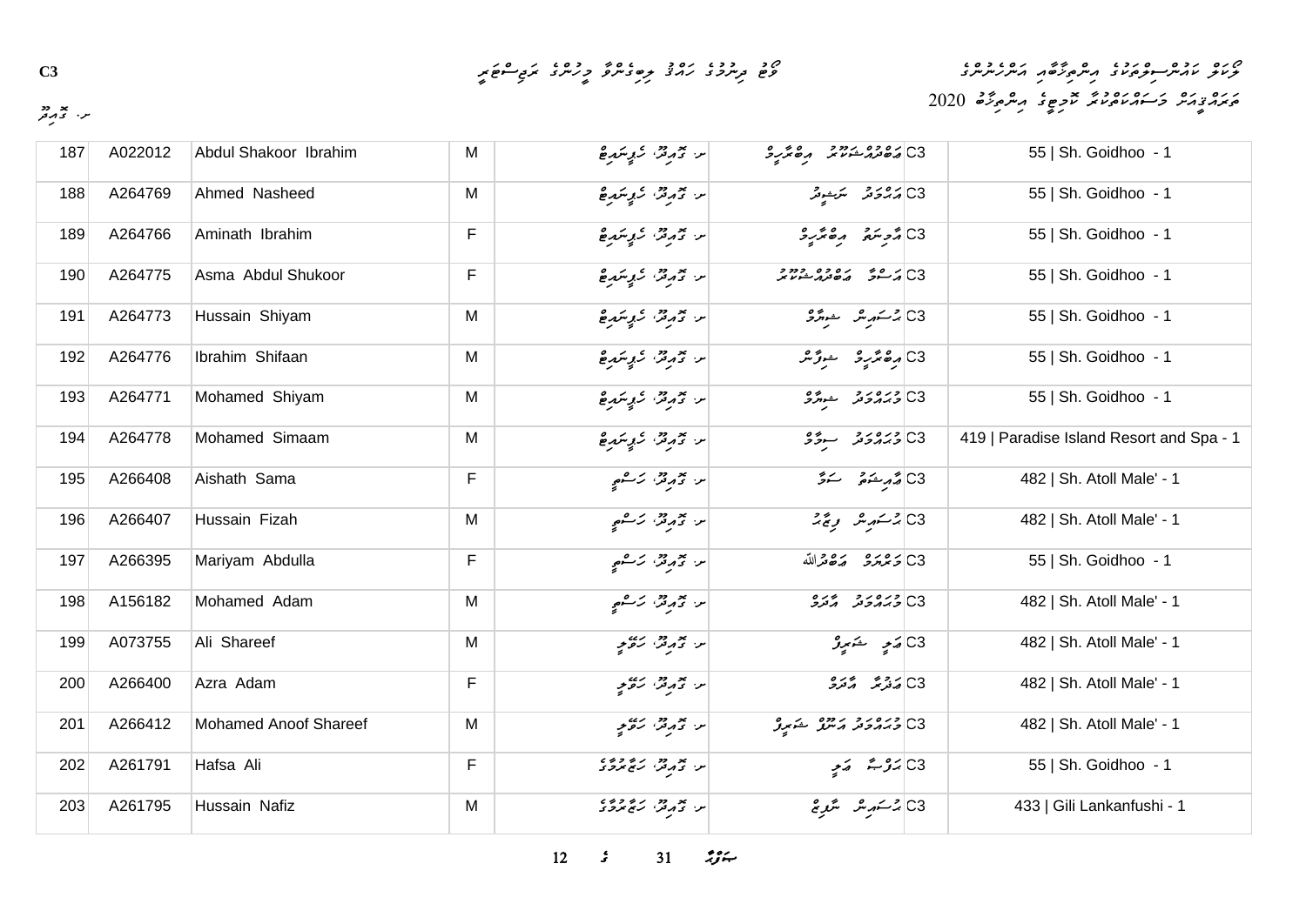| 187 | A022012 | Abdul Shakoor Ibrahim | M | ސ. ގޮއިދޫ، ހެވީނާރެވް | C3 ޢަބްދުލް ޝަކޫރު އިބްރާހީމް | 55 \| Sh. Goidhoo - 1 |
|---|---|---|---|---|---|---|
| 188 | A264769 | Ahmed Nasheed | M | ސ. ގޮއިދޫ، ހެވީނާރެވް | C3 އަޙްމަދު ނަޝީދު | 55 \| Sh. Goidhoo - 1 |
| 189 | A264766 | Aminath Ibrahim | F | ސ. ގޮއިދޫ، ހެވީނާރެވް | C3 އާމިނަތު އިބްރާހީމް | 55 \| Sh. Goidhoo - 1 |
| 190 | A264775 | Asma Abdul Shukoor | F | ސ. ގޮއިދޫ، ހެވީނާރެވް | C3 އަސްމާ އަބްދުލް ޝުކޫރު | 55 \| Sh. Goidhoo - 1 |
| 191 | A264773 | Hussain Shiyam | M | ސ. ގޮއިދޫ، ހެވީނާރެވް | C3 ހުސައިން ޝިޔާމް | 55 \| Sh. Goidhoo - 1 |
| 192 | A264776 | Ibrahim Shifaan | M | ސ. ގޮއިދޫ، ހެވީނާރެވް | C3 އިބްރާހީމް ޝިފާން | 55 \| Sh. Goidhoo - 1 |
| 193 | A264771 | Mohamed Shiyam | M | ސ. ގޮއިދޫ، ހެވީނާރެވް | C3 މުޙައްމަދު ޝިޔާމް | 55 \| Sh. Goidhoo - 1 |
| 194 | A264778 | Mohamed Simaam | M | ސ. ގޮއިދޫ، ހެވީނާރެވް | C3 މުޙައްމަދު ސިމާމް | 419 \| Paradise Island Resort and Spa - 1 |
| 195 | A266408 | Aishath Sama | F | ސ. ގޮއިދޫ، ހަސްތީ | C3 އާއިޝަތު ސަމާ | 482 \| Sh. Atoll Male' - 1 |
| 196 | A266407 | Hussain Fizah | M | ސ. ގޮއިދޫ، ހަސްތީ | C3 ހުސައިން ފިޒާހް | 482 \| Sh. Atoll Male' - 1 |
| 197 | A266395 | Mariyam Abdulla | F | ސ. ގޮއިދޫ، ހަސްތީ | C3 މަރިޔަމް އަބްދުﷲ | 55 \| Sh. Goidhoo - 1 |
| 198 | A156182 | Mohamed Adam | M | ސ. ގޮއިދޫ، ހަސްތީ | C3 މުޙައްމަދު އާދަމް | 482 \| Sh. Atoll Male' - 1 |
| 199 | A073755 | Ali Shareef | M | ސ. ގޮއިދޫ، ހަވާލި | C3 އަލީ ޝަރީފް | 482 \| Sh. Atoll Male' - 1 |
| 200 | A266400 | Azra Adam | F | ސ. ގޮއިދޫ، ހަވާލި | C3 އަޒްރާ އާދަމް | 482 \| Sh. Atoll Male' - 1 |
| 201 | A266412 | Mohamed Anoof Shareef | M | ސ. ގޮއިދޫ، ހަވާލި | C3 މުޙައްމަދު އަނޫފް ޝަރީފް | 482 \| Sh. Atoll Male' - 1 |
| 202 | A261791 | Hafsa Ali | F | ސ. ގޮއިދޫ، ހަޖަރުގެ | C3 ހަފްސާ އަލީ | 55 \| Sh. Goidhoo - 1 |
| 203 | A261795 | Hussain Nafiz | M | ސ. ގޮއިދޫ، ހަޖަރުގެ | C3 ހުސައިން ނާފިޒް | 433 \| Gili Lankanfushi - 1 |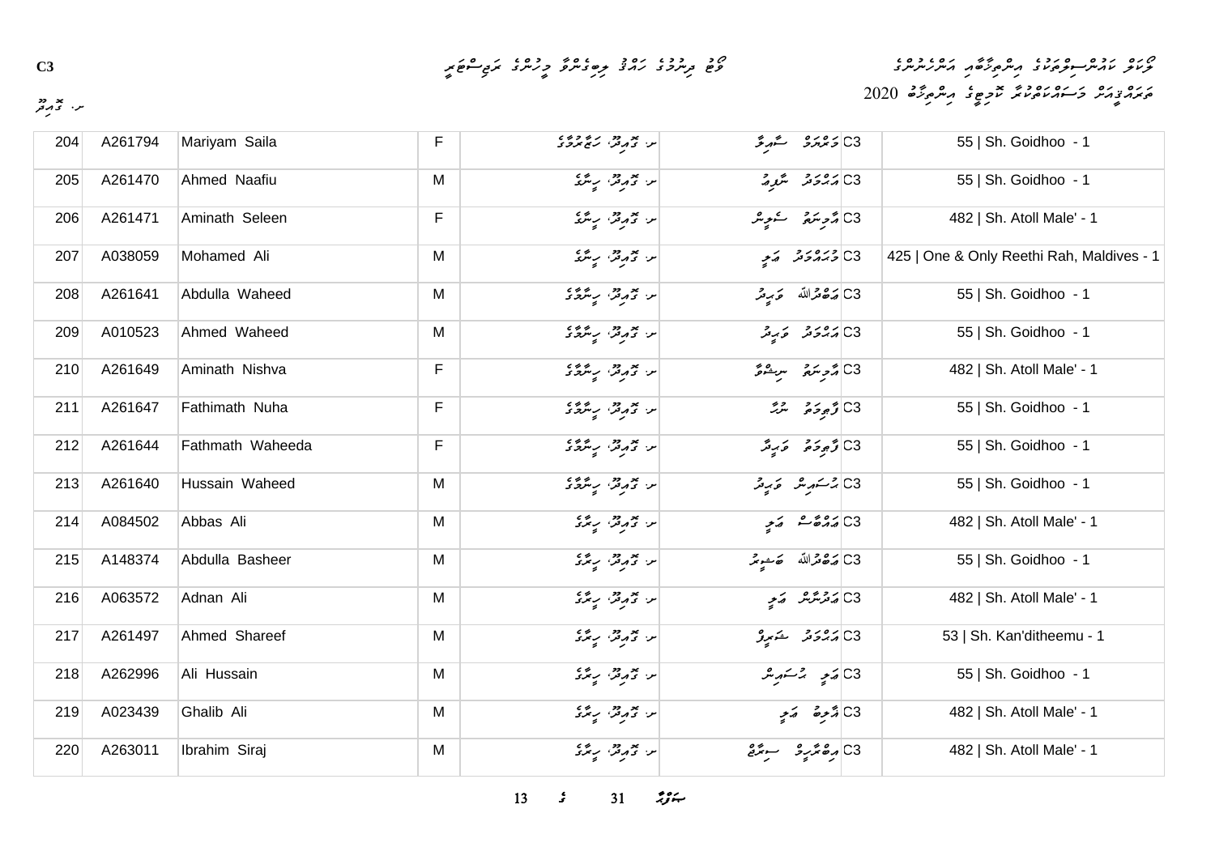| 204 | A261794 | Mariyam Saila | F | ސ. ގޮއިދޫ، ހަޖަރުގެ | C3 މަރިޔަމް ސާއިލާ | 55 \| Sh. Goidhoo - 1 |
|---|---|---|---|---|---|---|
| 205 | A261470 | Ahmed Naafiu | M | ސ. ގޮއިދޫ، ހިނގާ | C3 އަހުމަދު ނާފިޢު | 55 \| Sh. Goidhoo - 1 |
| 206 | A261471 | Aminath Seleen | F | ސ. ގޮއިދޫ، ހިނގާ | C3 އާމިނަތު ސެލީން | 482 \| Sh. Atoll Male' - 1 |
| 207 | A038059 | Mohamed Ali | M | ސ. ގޮއިދޫ، ހިނގާ | C3 މުޙައްމަދު ޢަލީ | 425 \| One & Only Reethi Rah, Maldives - 1 |
| 208 | A261641 | Abdulla Waheed | M | ސ. ގޮއިދޫ، ހިނގާގެ | C3 އަބްދުاللە ވަޙީދު | 55 \| Sh. Goidhoo - 1 |
| 209 | A010523 | Ahmed Waheed | M | ސ. ގޮއިދޫ، ހިނގާގެ | C3 އަހުމަދު ވަޙީދު | 55 \| Sh. Goidhoo - 1 |
| 210 | A261649 | Aminath Nishva | F | ސ. ގޮއިދޫ، ހިނގާގެ | C3 އާމިނަތު ނިޝްވާ | 482 \| Sh. Atoll Male' - 1 |
| 211 | A261647 | Fathimath Nuha | F | ސ. ގޮއިދޫ، ހިނގާގެ | C3 ފާތިމަތު ނުހާ | 55 \| Sh. Goidhoo - 1 |
| 212 | A261644 | Fathmath Waheeda | F | ސ. ގޮއިދޫ، ހިނގާގެ | C3 ފާތިމަތު ވަޙީދާ | 55 \| Sh. Goidhoo - 1 |
| 213 | A261640 | Hussain Waheed | M | ސ. ގޮއިދޫ، ހިނގާގެ | C3 ހުސައިން ވަޙީދު | 55 \| Sh. Goidhoo - 1 |
| 214 | A084502 | Abbas Ali | M | ސ. ގޮއިދޫ، ހިރާގެ | C3 އައްބާސް ޢަލީ | 482 \| Sh. Atoll Male' - 1 |
| 215 | A148374 | Abdulla Basheer | M | ސ. ގޮއިދޫ، ހިރާގެ | C3 އަބްދުاللە ބަޝީރު | 55 \| Sh. Goidhoo - 1 |
| 216 | A063572 | Adnan Ali | M | ސ. ގޮއިދޫ، ހިރާގެ | C3 އަދްނާން ޢަލީ | 482 \| Sh. Atoll Male' - 1 |
| 217 | A261497 | Ahmed Shareef | M | ސ. ގޮއިދޫ، ހިރާގެ | C3 އަހުމަދު ޝަރީފު | 53 \| Sh. Kan'ditheemu - 1 |
| 218 | A262996 | Ali Hussain | M | ސ. ގޮއިދޫ، ހިރާގެ | C3 ޢަލީ ހުސައިން | 55 \| Sh. Goidhoo - 1 |
| 219 | A023439 | Ghalib Ali | M | ސ. ގޮއިދޫ، ހިރާގެ | C3 ޣާލިބު ޢަލީ | 482 \| Sh. Atoll Male' - 1 |
| 220 | A263011 | Ibrahim Siraj | M | ސ. ގޮއިދޫ، ހިރާގެ | C3 އިބްރާހީމް ސިރާޖު | 482 \| Sh. Atoll Male' - 1 |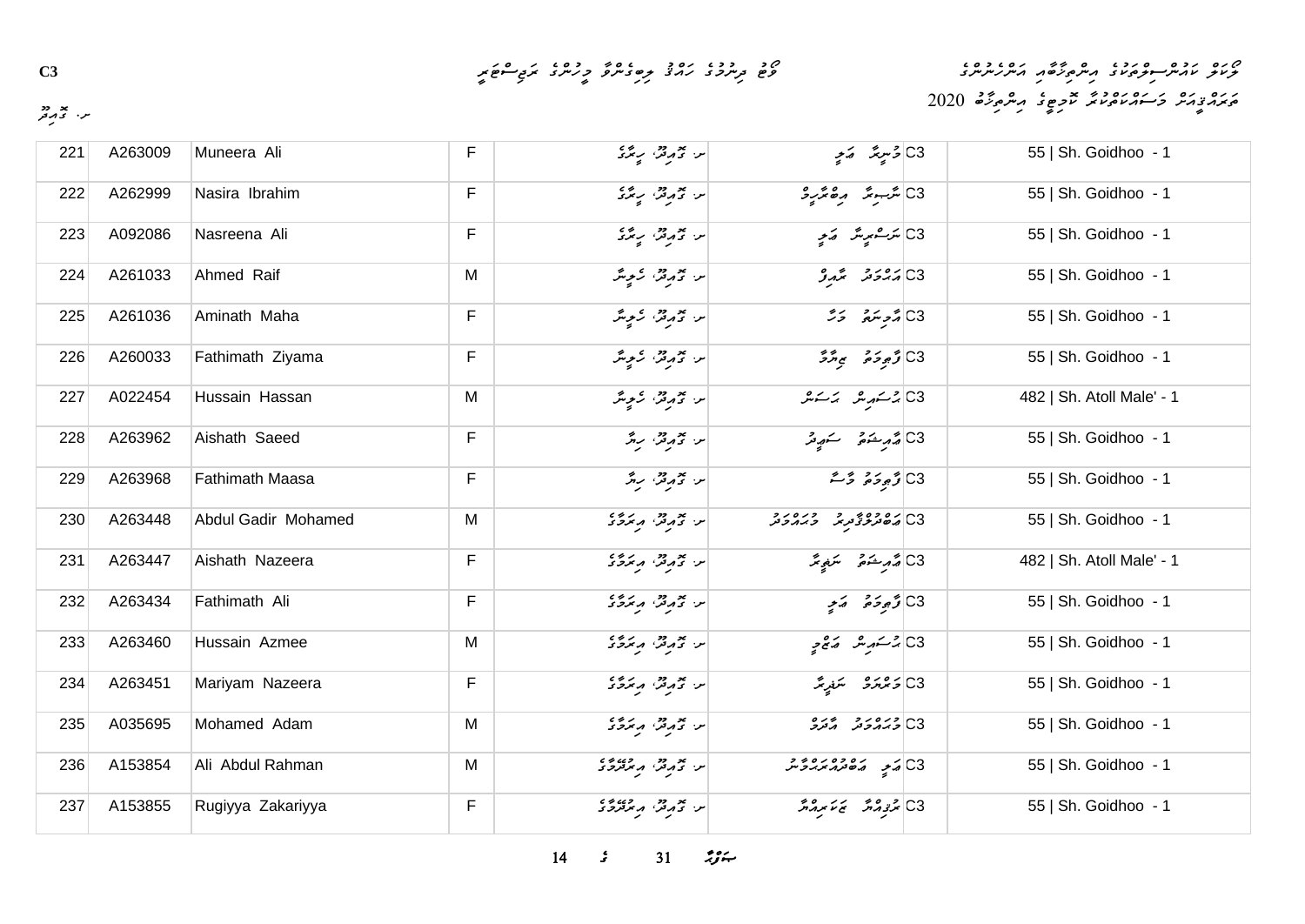| 221 | A263009 | Muneera Ali | F | ش. ގޮއިދޫ، ރިޔާޒ | މުނީރާ އަލީ C3 | 55 \| Sh. Goidhoo - 1 |
|---|---|---|---|---|---|---|
| 222 | A262999 | Nasira Ibrahim | F | ش. ގޮއިދޫ، ރިޔާޒ | ނާސިރާ އިބްރާހީމް C3 | 55 \| Sh. Goidhoo - 1 |
| 223 | A092086 | Nasreena Ali | F | ش. ގޮއިދޫ، ރިޔާޒ | ނަސްރީނާ އަލީ C3 | 55 \| Sh. Goidhoo - 1 |
| 224 | A261033 | Ahmed Raif | M | ش. ގޮއިދޫ، ހުވީނާ | އަހްމަދު ރާއިފު C3 | 55 \| Sh. Goidhoo - 1 |
| 225 | A261036 | Aminath Maha | F | ش. ގޮއިދޫ، ހުވީނާ | އާމިނަތު މަހާ C3 | 55 \| Sh. Goidhoo - 1 |
| 226 | A260033 | Fathimath Ziyama | F | ش. ގޮއިދޫ، ހުވީނާ | ފާތިމަތު ޒިޔާމާ C3 | 55 \| Sh. Goidhoo - 1 |
| 227 | A022454 | Hussain Hassan | M | ش. ގޮއިދޫ، ހުވީނާ | ހުސައިން ހަސަން C3 | 482 \| Sh. Atoll Male' - 1 |
| 228 | A263962 | Aishath Saeed | F | ش. ގޮއިދޫ، ރިޔާ | އާއިޝަތު ސައީދު C3 | 55 \| Sh. Goidhoo - 1 |
| 229 | A263968 | Fathimath Maasa | F | ش. ގޮއިދޫ، ރިޔާ | ފާތިމަތު މާސާ C3 | 55 \| Sh. Goidhoo - 1 |
| 230 | A263448 | Abdul Gadir Mohamed | M | ش. ގޮއިދޫ، އިރަމާގެ | އަބްދުލްގާދިރު މުހައްމަދު C3 | 55 \| Sh. Goidhoo - 1 |
| 231 | A263447 | Aishath Nazeera | F | ش. ގޮއިދޫ، އިރަމާގެ | އާއިޝަތު ނަޒީރާ C3 | 482 \| Sh. Atoll Male' - 1 |
| 232 | A263434 | Fathimath Ali | F | ش. ގޮއިދޫ، އިރަމާގެ | ފާތިމަތު އަލީ C3 | 55 \| Sh. Goidhoo - 1 |
| 233 | A263460 | Hussain Azmee | M | ش. ގޮއިދޫ، އިރަމާގެ | ހުސައިން އަޒްމީ C3 | 55 \| Sh. Goidhoo - 1 |
| 234 | A263451 | Mariyam Nazeera | F | ش. ގޮއިދޫ، އިރަމާގެ | މަރިޔަމް ނަޒީރާ C3 | 55 \| Sh. Goidhoo - 1 |
| 235 | A035695 | Mohamed Adam | M | ش. ގޮއިދޫ، އިރަމާގެ | މުހައްމަދު އާދަމް C3 | 55 \| Sh. Goidhoo - 1 |
| 236 | A153854 | Ali Abdul Rahman | M | ش. ގޮއިދޫ، އިރުދުމާގެ | އަލީ އަބްދުއްރަޙްމާން C3 | 55 \| Sh. Goidhoo - 1 |
| 237 | A153855 | Rugiyya Zakariyya | F | ش. ގޮއިދޫ، އިރުދުމާގެ | ރުގިއްޔާ ޒަކަރިއްޔާ C3 | 55 \| Sh. Goidhoo - 1 |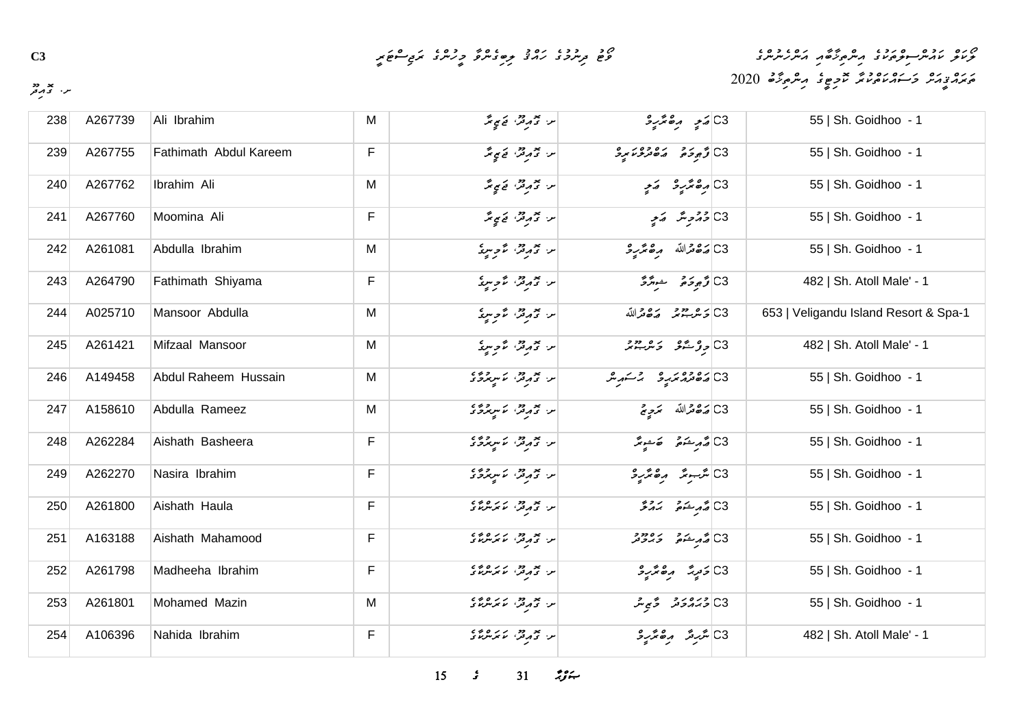| 238 | A267739 | Ali Ibrahim | M | س. ގޮއިދޫ، ޤަޞީރާ | C3 އަލި އިބްރާހީމް | 55 \| Sh. Goidhoo - 1 |
|---|---|---|---|---|---|---|
| 239 | A267755 | Fathimath Abdul Kareem | F | ސ. ގޮއިދޫ، ޤަޞީރާ | C3 ފާތިމަތު އަބްދުލްކަރީމް | 55 \| Sh. Goidhoo - 1 |
| 240 | A267762 | Ibrahim Ali | M | ސ. ގޮއިދޫ، ޤަޞީރާ | C3 އިބްރާހީމް އަލި | 55 \| Sh. Goidhoo - 1 |
| 241 | A267760 | Moomina Ali | F | ސ. ގޮއިދޫ، ޤަޞީރާ | C3 މޫމިނާ އަލި | 55 \| Sh. Goidhoo - 1 |
| 242 | A261081 | Abdulla Ibrahim | M | ސ. ގޮއިދޫ، ގާޑިނިއާ | C3 އަބްދުﷲ އިބްރާހީމް | 55 \| Sh. Goidhoo - 1 |
| 243 | A264790 | Fathimath Shiyama | F | ސ. ގޮއިދޫ، ގާޑިނިއާ | C3 ފާތިމަތު ޝިޔާމާ | 482 \| Sh. Atoll Male' - 1 |
| 244 | A025710 | Mansoor Abdulla | M | ސ. ގޮއިދޫ، ގާޑިނިއާ | C3 މަންސޫރު އަބްދުﷲ | 653 \| Veligandu Island Resort & Spa-1 |
| 245 | A261421 | Mifzaal Mansoor | M | ސ. ގޮއިދޫ، ގާޑިނިއާ | C3 މިފްޒާލް މަންސޫރު | 482 \| Sh. Atoll Male' - 1 |
| 246 | A149458 | Abdul Raheem Hussain | M | ސ. ގޮއިދޫ، ކަނިޔާގެ | C3 އަބްދުއްރަޙީމް ހުސައިން | 55 \| Sh. Goidhoo - 1 |
| 247 | A158610 | Abdulla Rameez | M | ސ. ގޮއިދޫ، ކަނިޔާގެ | C3 އަބްދުﷲ ރަމީޒު | 55 \| Sh. Goidhoo - 1 |
| 248 | A262284 | Aishath Basheera | F | ސ. ގޮއިދޫ، ކަނިޔާގެ | C3 އާއިޝަތު ބަޝީރާ | 55 \| Sh. Goidhoo - 1 |
| 249 | A262270 | Nasira Ibrahim | F | ސ. ގޮއިދޫ، ކަނިޔާގެ | C3 ނާސިރާ އިބްރާހީމް | 55 \| Sh. Goidhoo - 1 |
| 250 | A261800 | Aishath Haula | F | ސ. ގޮއިދޫ، ކަރަންކާގެ | C3 އާއިޝަތު ހައުލާ | 55 \| Sh. Goidhoo - 1 |
| 251 | A163188 | Aishath Mahamood | F | ސ. ގޮއިދޫ، ކަރަންކާގެ | C3 އާއިޝަތު މަޙްމޫދު | 55 \| Sh. Goidhoo - 1 |
| 252 | A261798 | Madheeha Ibrahim | F | ސ. ގޮއިދޫ، ކަރަންކާގެ | C3 މަދީޙާ އިބްރާހީމް | 55 \| Sh. Goidhoo - 1 |
| 253 | A261801 | Mohamed Mazin | M | ސ. ގޮއިދޫ، ކަރަންކާގެ | C3 މުޙައްމަދު މާޒިން | 55 \| Sh. Goidhoo - 1 |
| 254 | A106396 | Nahida Ibrahim | F | ސ. ގޮއިދޫ، ކަރަންކާގެ | C3 ނާހިދާ އިބްރާހީމް | 482 \| Sh. Atoll Male' - 1 |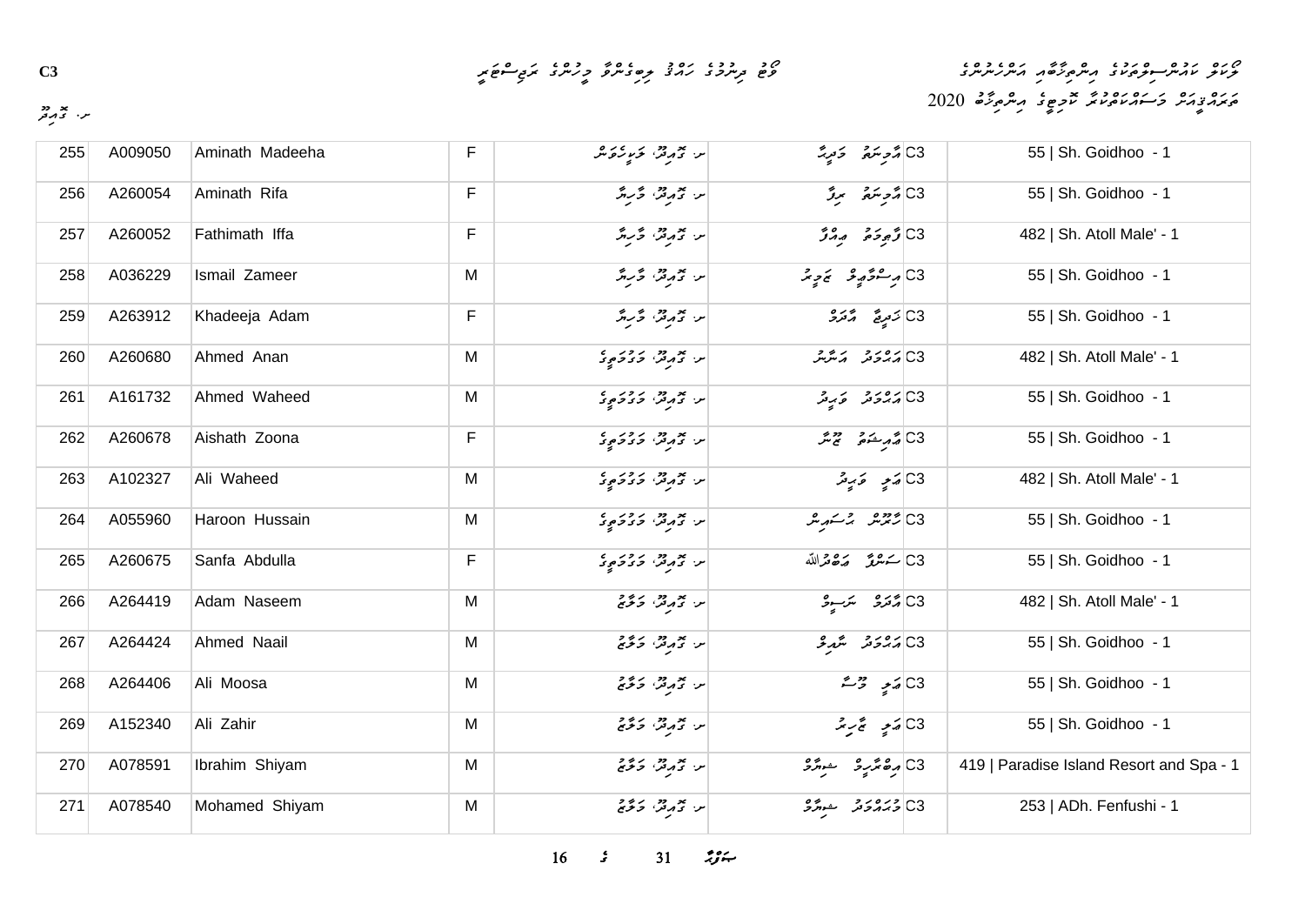| 255 | A009050 | Aminath Madeeha | F | ش. ގޮއިދޫ، ވަރިހަމަގު | C3 | އާމިނަތު މަދީހާ | 55 \| Sh. Goidhoo - 1 |
|---|---|---|---|---|---|---|---|
| 256 | A260054 | Aminath Rifa | F | ش. ގޮއިދޫ، ވާދީ | C3 | އާމިނަތު ރިފާ | 55 \| Sh. Goidhoo - 1 |
| 257 | A260052 | Fathimath Iffa | F | ش. ގޮއިދޫ، ވާދީ | C3 | ފާތިމަތު އިއްފާ | 482 \| Sh. Atoll Male' - 1 |
| 258 | A036229 | Ismail Zameer | M | ش. ގޮއިދޫ، ވާދީ | C3 | އިސްމާއީލް ޒަމީރު | 55 \| Sh. Goidhoo - 1 |
| 259 | A263912 | Khadeeja Adam | F | ش. ގޮއިދޫ، ވާދީ | C3 | ޚަދީޖާ އާދަމް | 55 \| Sh. Goidhoo - 1 |
| 260 | A260680 | Ahmed Anan | M | ش. ގޮއިދޫ، ވަށުގެމާގެ | C3 | އަޙްމަދު އަނާން | 482 \| Sh. Atoll Male' - 1 |
| 261 | A161732 | Ahmed Waheed | M | ش. ގޮއިދޫ، ވަށުގެމާގެ | C3 | އަޙްމަދު ވަޙީދު | 55 \| Sh. Goidhoo - 1 |
| 262 | A260678 | Aishath Zoona | F | ش. ގޮއިދޫ، ވަށުގެމާގެ | C3 | އާއިޝަތު ޒޫނާ | 55 \| Sh. Goidhoo - 1 |
| 263 | A102327 | Ali Waheed | M | ش. ގޮއިދޫ، ވަށުގެމާގެ | C3 | އަލި ވަޙީދު | 482 \| Sh. Atoll Male' - 1 |
| 264 | A055960 | Haroon Hussain | M | ش. ގޮއިދޫ، ވަށުގެމާގެ | C3 | ހާރޫން ހުސައިން | 55 \| Sh. Goidhoo - 1 |
| 265 | A260675 | Sanfa Abdulla | F | ش. ގޮއިދޫ، ވަށުގެމާގެ | C3 | ސަންފާ އަބްދުﷲ | 55 \| Sh. Goidhoo - 1 |
| 266 | A264419 | Adam Naseem | M | ش. ގޮއިދޫ، ވަލުގެ | C3 | އާދަމް ނަސީމް | 482 \| Sh. Atoll Male' - 1 |
| 267 | A264424 | Ahmed Naail | M | ش. ގޮއިދޫ، ވަލުގެ | C3 | އަޙްމަދު ނާއިލް | 55 \| Sh. Goidhoo - 1 |
| 268 | A264406 | Ali Moosa | M | ش. ގޮއިދޫ، ވަލުގެ | C3 | އަލި މޫސާ | 55 \| Sh. Goidhoo - 1 |
| 269 | A152340 | Ali Zahir | M | ش. ގޮއިދޫ، ވަލުގެ | C3 | އަލި ޒާހިރު | 55 \| Sh. Goidhoo - 1 |
| 270 | A078591 | Ibrahim Shiyam | M | ش. ގޮއިދޫ، ވަލުގެ | C3 | އިބްރާހީމް ޝިޔާމް | 419 \| Paradise Island Resort and Spa - 1 |
| 271 | A078540 | Mohamed Shiyam | M | ش. ގޮއިދޫ، ވަލުގެ | C3 | މުޙައްމަދު ޝިޔާމް | 253 \| ADh. Fenfushi - 1 |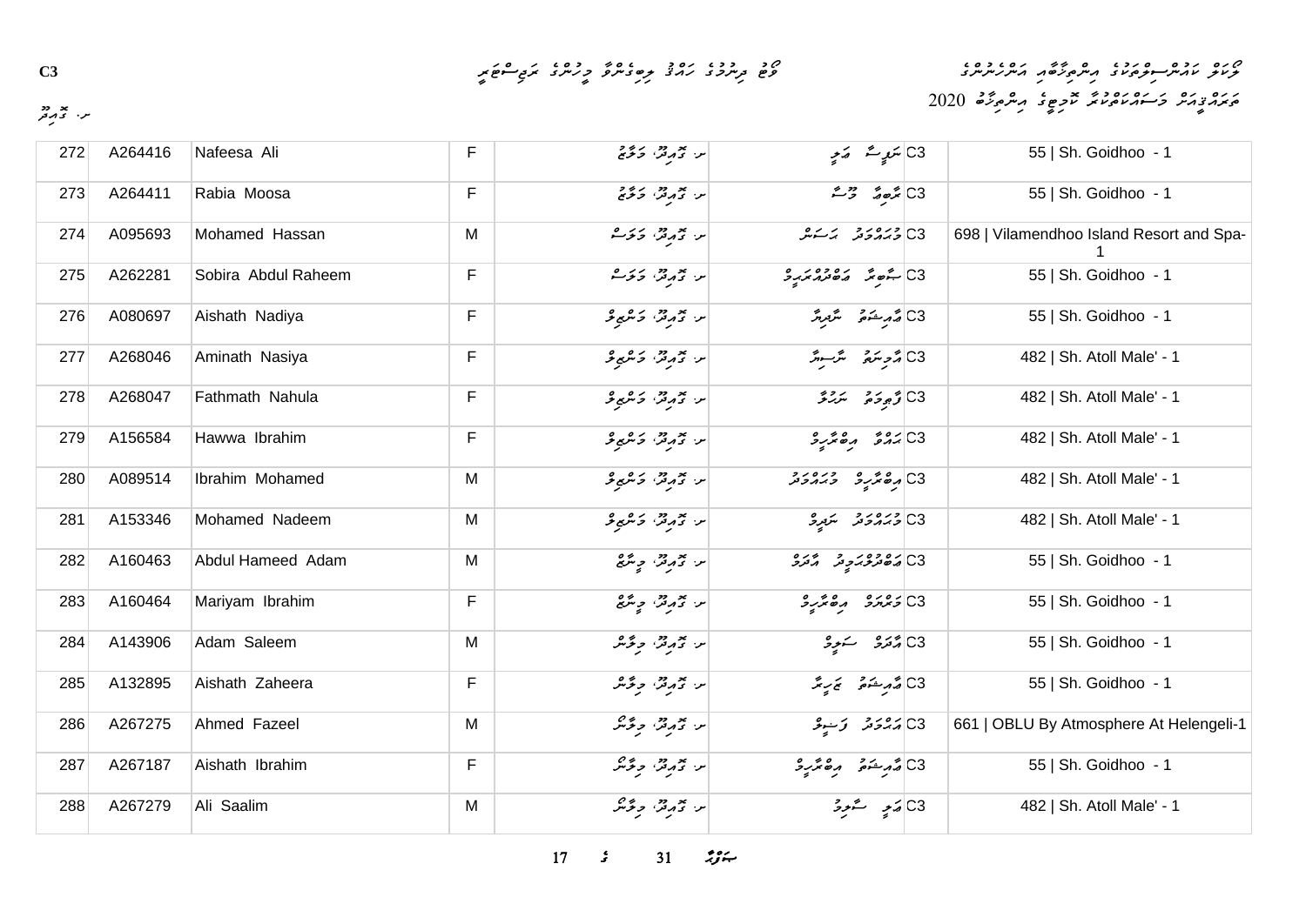| 272 | A264416 | Nafeesa Ali | F | ش. ގޮއިދޫ، ވަވާޒް | C3 ނަފީސާ އަލި | 55 \| Sh. Goidhoo - 1 |
|---|---|---|---|---|---|---|
| 273 | A264411 | Rabia Moosa | F | ش. ގޮއިދޫ، ވަވާޒް | C3 ރާބިޢާ މޫސާ | 55 \| Sh. Goidhoo - 1 |
| 274 | A095693 | Mohamed Hassan | M | ش. ގޮއިދޫ، ވަވަސް | C3 މުޙައްމަދު ޙަސަން | 698 \| Vilamendhoo Island Resort and Spa-1 |
| 275 | A262281 | Sobira Abdul Raheem | F | ش. ގޮއިދޫ، ވަވަސް | C3 ޞާބިރާ ޢަބްދުއްރަޙީމް | 55 \| Sh. Goidhoo - 1 |
| 276 | A080697 | Aishath Nadiya | F | ش. ގޮއިދޫ، ވަންޖިލާ | C3 އާއިޝަތު ނާދިޔާ | 55 \| Sh. Goidhoo - 1 |
| 277 | A268046 | Aminath Nasiya | F | ش. ގޮއިދޫ، ވަންޖިލާ | C3 އާމިނަތު ނާސިޔާ | 482 \| Sh. Atoll Male' - 1 |
| 278 | A268047 | Fathmath Nahula | F | ش. ގޮއިދޫ، ވަންޖިލާ | C3 ފާތިމަތު ނަހުލާ | 482 \| Sh. Atoll Male' - 1 |
| 279 | A156584 | Hawwa Ibrahim | F | ش. ގޮއިދޫ، ވަންޖިލާ | C3 ޙައްވާ އިބްރާހީމް | 482 \| Sh. Atoll Male' - 1 |
| 280 | A089514 | Ibrahim Mohamed | M | ش. ގޮއިދޫ، ވަންޖިލާ | C3 އިބްރާހީމް މުޙައްމަދު | 482 \| Sh. Atoll Male' - 1 |
| 281 | A153346 | Mohamed Nadeem | M | ش. ގޮއިދޫ، ވަންޖިލާ | C3 މުޙައްމަދު ނަދީމް | 482 \| Sh. Atoll Male' - 1 |
| 282 | A160463 | Abdul Hameed Adam | M | ش. ގޮއިދޫ، ވިންޓް | C3 ޢަބްދުލްޙަމީދު އާދަމް | 55 \| Sh. Goidhoo - 1 |
| 283 | A160464 | Mariyam Ibrahim | F | ش. ގޮއިދޫ، ވިންޓް | C3 މަރިޔަމް އިބްރާހީމް | 55 \| Sh. Goidhoo - 1 |
| 284 | A143906 | Adam Saleem | M | ش. ގޮއިދޫ، ވިވާން | C3 އާދަމް ސަލީމް | 55 \| Sh. Goidhoo - 1 |
| 285 | A132895 | Aishath Zaheera | F | ش. ގޮއިދޫ، ވިވާން | C3 އާއިޝަތު ޒަހީރާ | 55 \| Sh. Goidhoo - 1 |
| 286 | A267275 | Ahmed Fazeel | M | ش. ގޮއިދޫ، ވިވާން | C3 އަޙްމަދު ފަޒީލް | 661 \| OBLU By Atmosphere At Helengeli-1 |
| 287 | A267187 | Aishath Ibrahim | F | ش. ގޮއިދޫ، ވިވާން | C3 އާއިޝަތު އިބްރާހީމް | 55 \| Sh. Goidhoo - 1 |
| 288 | A267279 | Ali Saalim | M | ش. ގޮއިދޫ، ވިވާން | C3 އަލި ސާލިމް | 482 \| Sh. Atoll Male' - 1 |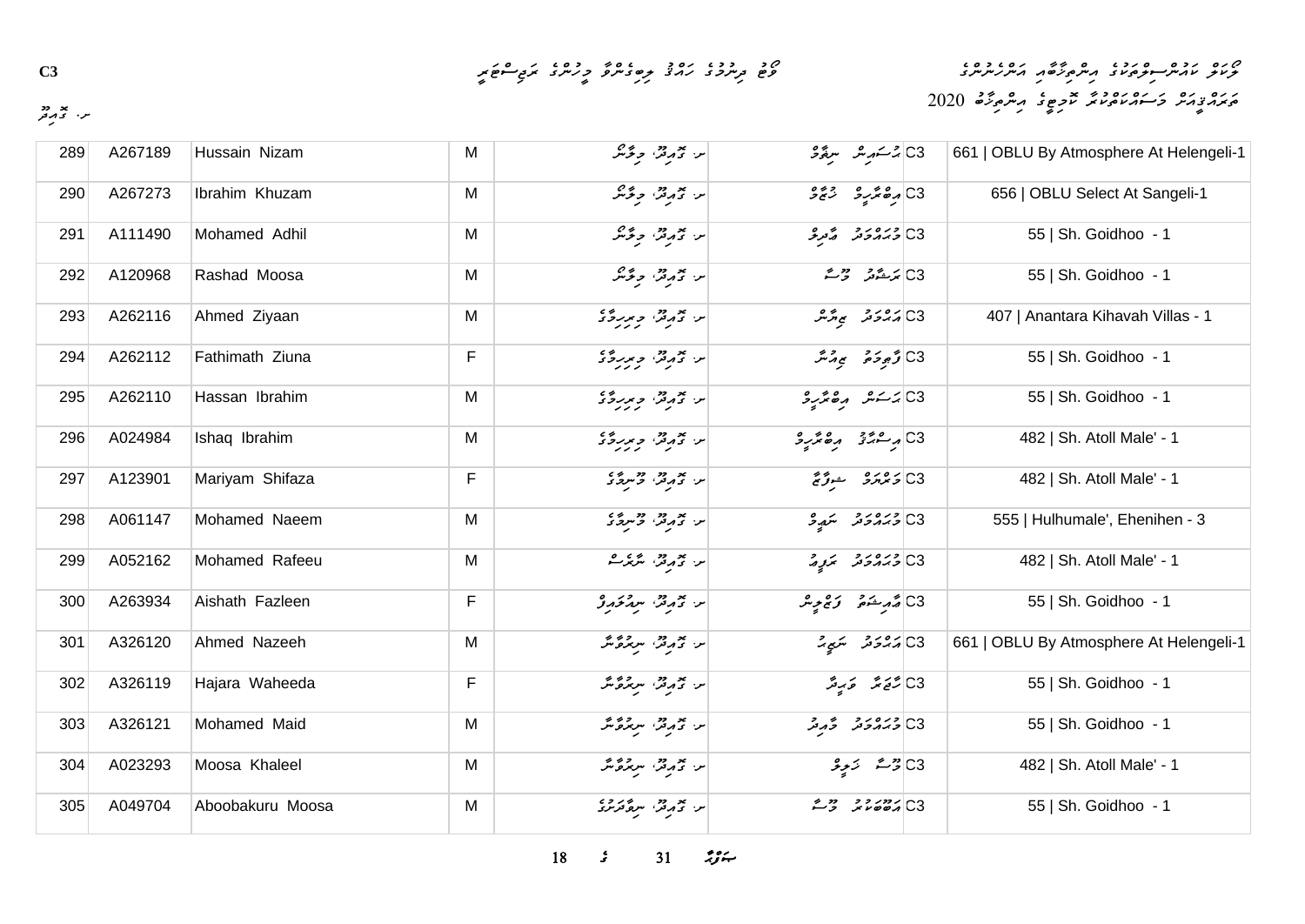| 289 | A267189 | Hussain Nizam | M | ش. ގޮއިދޫ، މިލާން | C3 ހުސައިން ނިޒާމް | 661 \| OBLU By Atmosphere At Helengeli-1 |
|---|---|---|---|---|---|---|
| 290 | A267273 | Ibrahim Khuzam | M | ش. ގޮއިދޫ، މިލާން | C3 އިބްރާހީމް ހުޒާމް | 656 \| OBLU Select At Sangeli-1 |
| 291 | A111490 | Mohamed Adhil | M | ش. ގޮއިދޫ، މިލާން | C3 މުހައްމަދު އާދިލް | 55 \| Sh. Goidhoo - 1 |
| 292 | A120968 | Rashad Moosa | M | ش. ގޮއިދޫ، މިލާން | C3 ރަޝާދު މޫސާ | 55 \| Sh. Goidhoo - 1 |
| 293 | A262116 | Ahmed Ziyaan | M | ش. ގޮއިދޫ، މިރިހިމާގެ | C3 އަހްމަދު ޒިޔާން | 407 \| Anantara Kihavah Villas - 1 |
| 294 | A262112 | Fathimath Ziuna | F | ش. ގޮއިދޫ، މިރިހިމާގެ | C3 ފާތިމަތު ޒިއުނާ | 55 \| Sh. Goidhoo - 1 |
| 295 | A262110 | Hassan Ibrahim | M | ش. ގޮއިދޫ، މިރިހިމާގެ | C3 ހަސަން އިބްރާހީމް | 55 \| Sh. Goidhoo - 1 |
| 296 | A024984 | Ishaq Ibrahim | M | ش. ގޮއިދޫ، މިރިހިމާގެ | C3 އިސްހާޤު އިބްރާހީމް | 482 \| Sh. Atoll Male' - 1 |
| 297 | A123901 | Mariyam Shifaza | F | ش. ގޮއިދޫ، މޫނިމާގެ | C3 މަރިޔަމް ޝިފާޒާ | 482 \| Sh. Atoll Male' - 1 |
| 298 | A061147 | Mohamed Naeem | M | ش. ގޮއިދޫ، މޫނިމާގެ | C3 މުހައްމަދު ނައީމް | 555 \| Hulhumale', Ehenihen - 3 |
| 299 | A052162 | Mohamed Rafeeu | M | ش. ގޮއިދޫ، ނާރެސް | C3 މުހައްމަދު ރަފީއު | 482 \| Sh. Atoll Male' - 1 |
| 300 | A263934 | Aishath Fazleen | F | ش. ގޮއިދޫ، ނިއުލަވިލް | C3 އާއިޝަތު ފަޒްލީން | 55 \| Sh. Goidhoo - 1 |
| 301 | A326120 | Ahmed Nazeeh | M | ش. ގޮއިދޫ، ނިރުމާން | C3 އަހްމަދު ނަޒީހު | 661 \| OBLU By Atmosphere At Helengeli-1 |
| 302 | A326119 | Hajara Waheeda | F | ش. ގޮއިދޫ، ނިރުމާން | C3 ހާޖަރާ ވަހީދާ | 55 \| Sh. Goidhoo - 1 |
| 303 | A326121 | Mohamed Maid | M | ش. ގޮއިދޫ، ނިރުމާން | C3 މުހައްމަދު މާއިދު | 55 \| Sh. Goidhoo - 1 |
| 304 | A023293 | Moosa Khaleel | M | ش. ގޮއިދޫ، ނިރުމާން | C3 މޫސާ ޚަލީލް | 482 \| Sh. Atoll Male' - 1 |
| 305 | A049704 | Aboobakuru Moosa | M | ش. ގޮއިދޫ، ނިވާދަރު | C3 އަބޫބަކުރު މޫސާ | 55 \| Sh. Goidhoo - 1 |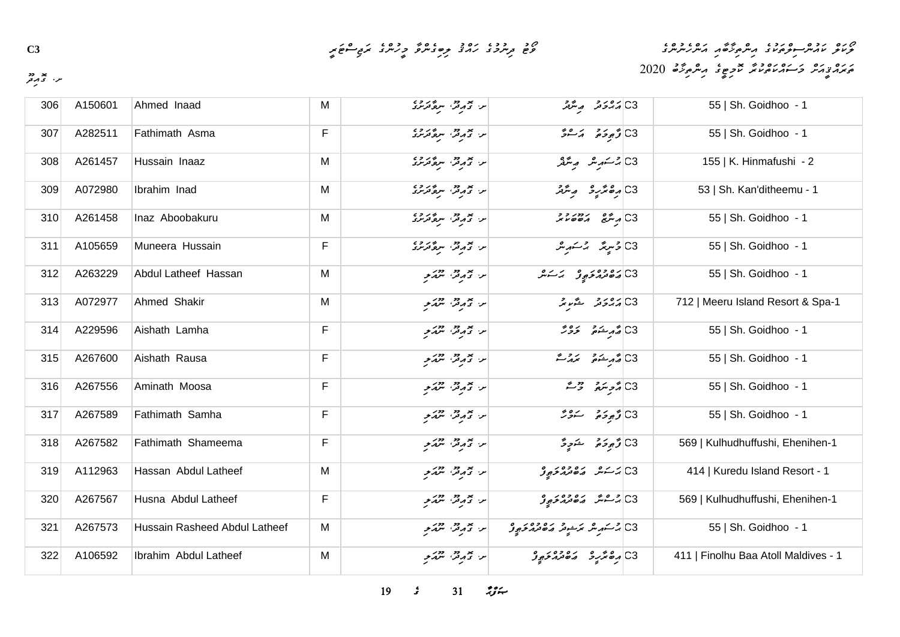| 306 | A150601 | Ahmed Inaad | M | ش. ގޮއިދޫ، ނިވާދަރުގެ | C3 އަޙްމަދު އިނާދު | 55 \| Sh. Goidhoo - 1 |
|---|---|---|---|---|---|---|
| 307 | A282511 | Fathimath Asma | F | ش. ގޮއިދޫ، ނިވާދަރުގެ | C3 ފާތިމަތު އަސްމާ | 55 \| Sh. Goidhoo - 1 |
| 308 | A261457 | Hussain Inaaz | M | ش. ގޮއިދޫ، ނިވާދަރުގެ | C3 ހުސައިން އިނާޒު | 155 \| K. Hinmafushi - 2 |
| 309 | A072980 | Ibrahim Inad | M | ش. ގޮއިދޫ، ނިވާދަރުގެ | C3 އިބްރާހީމް އިނާދު | 53 \| Sh. Kan'ditheemu - 1 |
| 310 | A261458 | Inaz Aboobakuru | M | ش. ގޮއިދޫ، ނިވާދަރުގެ | C3 އިނާޒް އަބޫބަކުރު | 55 \| Sh. Goidhoo - 1 |
| 311 | A105659 | Muneera Hussain | F | ش. ގޮއިދޫ، ނިވާދަރުގެ | C3 މުނީރާ ހުސައިން | 55 \| Sh. Goidhoo - 1 |
| 312 | A263229 | Abdul Latheef Hassan | M | ش. ގޮއިދޫ، ނޫރަނީ | C3 އަބްދުއްލަޠީފް ހަސަން | 55 \| Sh. Goidhoo - 1 |
| 313 | A072977 | Ahmed Shakir | M | ش. ގޮއިދޫ، ނޫރަނީ | C3 އަޙްމަދު ޝާކިރު | 712 \| Meeru Island Resort & Spa-1 |
| 314 | A229596 | Aishath Lamha | F | ش. ގޮއިދޫ، ނޫރަނީ | C3 އާއިޝަތު ލަމްހާ | 55 \| Sh. Goidhoo - 1 |
| 315 | A267600 | Aishath Rausa | F | ش. ގޮއިދޫ، ނޫރަނީ | C3 އާއިޝަތު ރައުސާ | 55 \| Sh. Goidhoo - 1 |
| 316 | A267556 | Aminath Moosa | F | ش. ގޮއިދޫ، ނޫރަނީ | C3 އާމިނަތު މޫސާ | 55 \| Sh. Goidhoo - 1 |
| 317 | A267589 | Fathimath Samha | F | ش. ގޮއިދޫ، ނޫރަނީ | C3 ފާތިމަތު ސަމްހާ | 55 \| Sh. Goidhoo - 1 |
| 318 | A267582 | Fathimath Shameema | F | ش. ގޮއިދޫ، ނޫރަނީ | C3 ފާތިމަތު ޝަމީމާ | 569 \| Kulhudhuffushi, Ehenihen-1 |
| 319 | A112963 | Hassan Abdul Latheef | M | ش. ގޮއިދޫ، ނޫރަނީ | C3 ހަސަން އަބްދުއްލަޠީފް | 414 \| Kuredu Island Resort - 1 |
| 320 | A267567 | Husna Abdul Latheef | F | ش. ގޮއިދޫ، ނޫރަނީ | C3 ހުސްނާ އަބްދުއްލަޠީފް | 569 \| Kulhudhuffushi, Ehenihen-1 |
| 321 | A267573 | Hussain Rasheed Abdul Latheef | M | ش. ގޮއިދޫ، ނޫރަނީ | C3 ހުސައިން ރަޝީދު އަބްދުއްލަޠީފް | 55 \| Sh. Goidhoo - 1 |
| 322 | A106592 | Ibrahim Abdul Latheef | M | ش. ގޮއިދޫ، ނޫރަނީ | C3 އިބްރާހީމް އަބްދުއްލަޠީފް | 411 \| Finolhu Baa Atoll Maldives - 1 |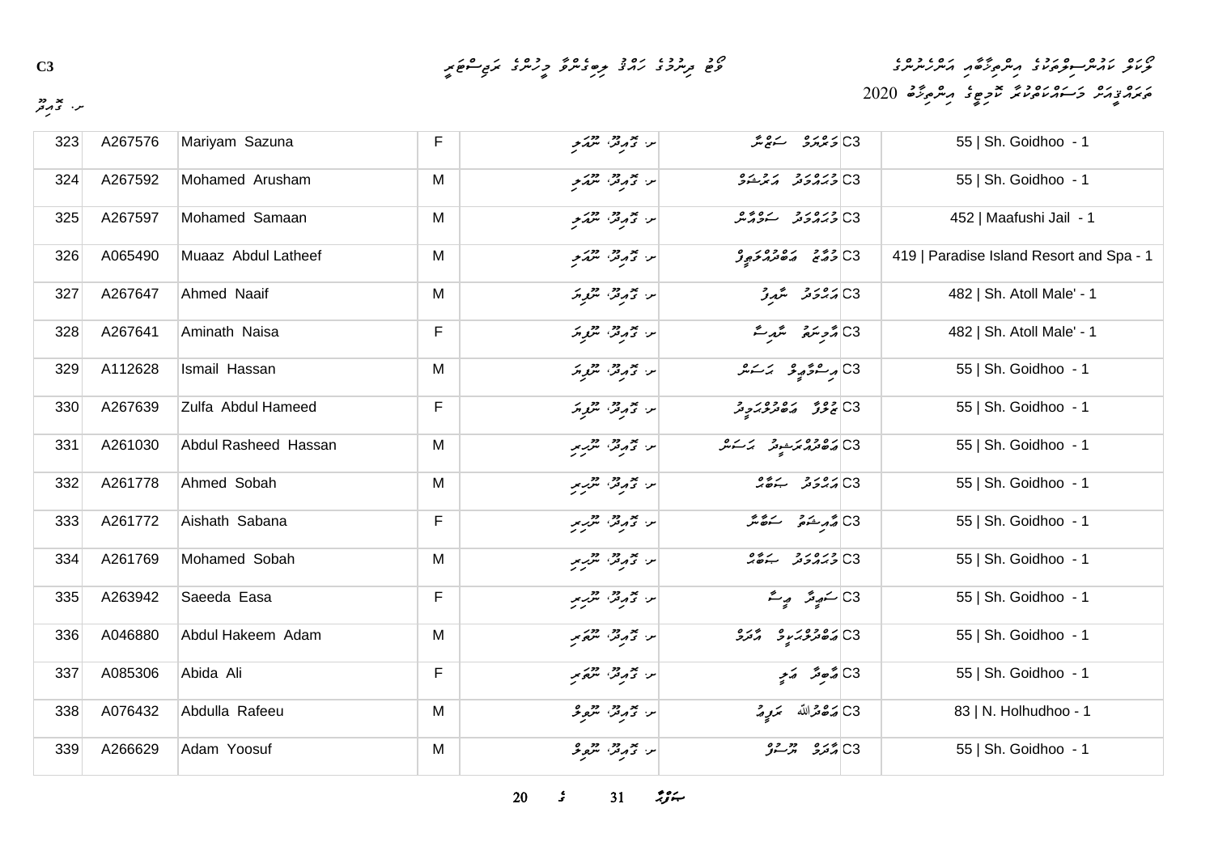| 323 | A267576 | Mariyam Sazuna | F | ށ. ގޮއިދޫ، ނޫރައިވާ | C3 ވަރީދަވ ސަޒުނާ | 55 \| Sh. Goidhoo - 1 |
|---|---|---|---|---|---|---|
| 324 | A267592 | Mohamed Arusham | M | ށ. ގޮއިދޫ، ނޫރައިވާ | C3 ޖަރަހަވަ މަރުޝަމް | 55 \| Sh. Goidhoo - 1 |
| 325 | A267597 | Mohamed Samaan | M | ށ. ގޮއިދޫ، ނޫރައިވާ | C3 ޖަރަހަވަ ސަމާން | 452 \| Maafushi Jail - 1 |
| 326 | A065490 | Muaaz Abdul Latheef | M | ށ. ގޮއިދޫ، ނޫރައިވާ | C3 ޖުއާޒް އަބްދުލްލަތީފް | 419 \| Paradise Island Resort and Spa - 1 |
| 327 | A267647 | Ahmed Naaif | M | ށ. ގޮއިދޫ، ނޫރިކަ | C3 އަހުމަދު ނާއިފް | 482 \| Sh. Atoll Male' - 1 |
| 328 | A267641 | Aminath Naisa | F | ށ. ގޮއިދޫ، ނޫރިކަ | C3 އާމިނަތު ނާއިސާ | 482 \| Sh. Atoll Male' - 1 |
| 329 | A112628 | Ismail Hassan | M | ށ. ގޮއިދޫ، ނޫރިކަ | C3 އިސްމާއިލް ހަސަން | 55 \| Sh. Goidhoo - 1 |
| 330 | A267639 | Zulfa Abdul Hameed | F | ށ. ގޮއިދޫ، ނޫރިކަ | C3 ޒުލްފާ އަބްދުލްހަމީދު | 55 \| Sh. Goidhoo - 1 |
| 331 | A261030 | Abdul Rasheed Hassan | M | ށ. ގޮއިދޫ، ނޫރީނީ | C3 އަބްދުއްރަޝީދު ހަސަން | 55 \| Sh. Goidhoo - 1 |
| 332 | A261778 | Ahmed Sobah | M | ށ. ގޮއިދޫ، ނޫރީނީ | C3 އަހުމަދު ސަބާހު | 55 \| Sh. Goidhoo - 1 |
| 333 | A261772 | Aishath Sabana | F | ށ. ގޮއިދޫ، ނޫރީނީ | C3 އާއިޝަތު ސަބާނާ | 55 \| Sh. Goidhoo - 1 |
| 334 | A261769 | Mohamed Sobah | M | ށ. ގޮއިދޫ، ނޫރީނީ | C3 ޖަރަހަވަ ސަބާހު | 55 \| Sh. Goidhoo - 1 |
| 335 | A263942 | Saeeda Easa | F | ށ. ގޮއިދޫ، ނޫރީނީ | C3 ސައީދާ އީސާ | 55 \| Sh. Goidhoo - 1 |
| 336 | A046880 | Abdul Hakeem Adam | M | ށ. ގޮއިދޫ، ނޫރުނީ | C3 އަބްދުލްހަކީމް އާދަމް | 55 \| Sh. Goidhoo - 1 |
| 337 | A085306 | Abida Ali | F | ށ. ގޮއިދޫ، ނޫރުނީ | C3 އާބިދާ އަލީ | 55 \| Sh. Goidhoo - 1 |
| 338 | A076432 | Abdulla Rafeeu | M | ށ. ގޮއިދޫ، ނޫރުވާ | C3 އަބްދުﷲ ރަފީޢު | 83 \| N. Holhudhoo - 1 |
| 339 | A266629 | Adam Yoosuf | M | ށ. ގޮއިދޫ، ނޫރުވާ | C3 އާދަމް ޔޫސުފް | 55 \| Sh. Goidhoo - 1 |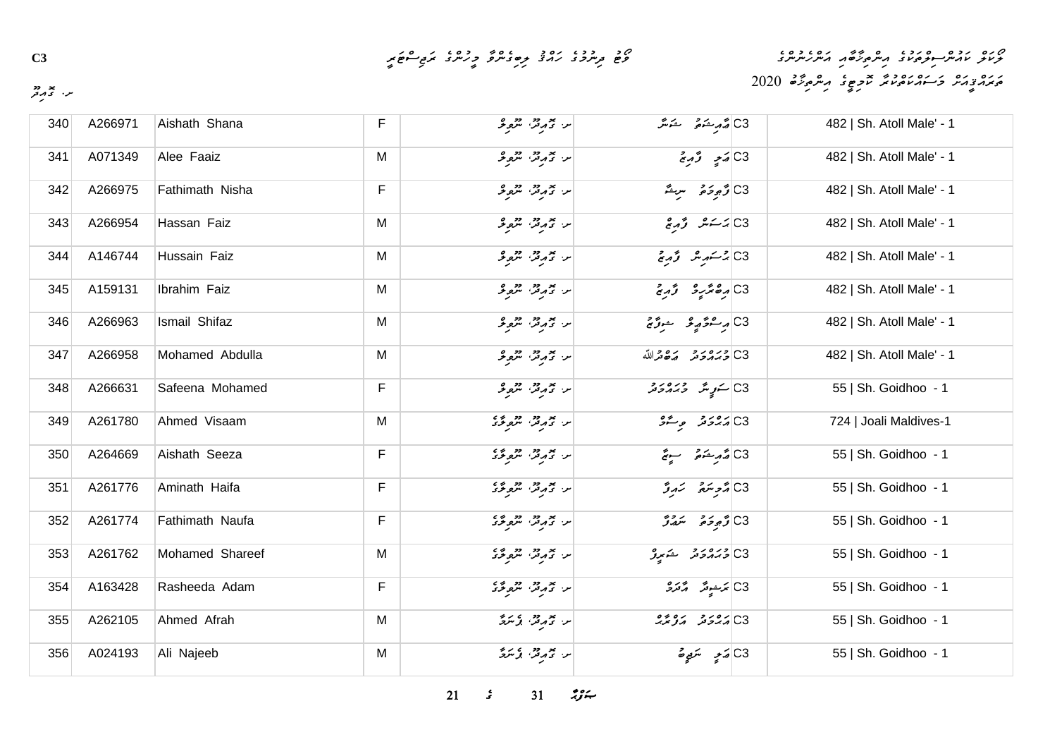| 340 | A266971 | Aishath Shana | F | ش. ގޮއިދޫ، ނޫރާވ | C3 ޢާއިޝަތު ޝަނާ | 482 \| Sh. Atoll Male' - 1 |
|---|---|---|---|---|---|---|
| 341 | A071349 | Alee Faaiz | M | ش. ގޮއިދޫ، ނޫރާވ | C3 އަލީ ފާއިޒު | 482 \| Sh. Atoll Male' - 1 |
| 342 | A266975 | Fathimath Nisha | F | ش. ގޮއިދޫ، ނޫރާވ | C3 ފާތިމަތު ނިޝާ | 482 \| Sh. Atoll Male' - 1 |
| 343 | A266954 | Hassan Faiz | M | ش. ގޮއިދޫ، ނޫރާވ | C3 ހަސަން ފާއިޒު | 482 \| Sh. Atoll Male' - 1 |
| 344 | A146744 | Hussain Faiz | M | ش. ގޮއިދޫ، ނޫރާވ | C3 ހުސައިން ފާއިޒު | 482 \| Sh. Atoll Male' - 1 |
| 345 | A159131 | Ibrahim Faiz | M | ش. ގޮއިދޫ، ނޫރާވ | C3 އިބްރާހީމް ފާއިޒު | 482 \| Sh. Atoll Male' - 1 |
| 346 | A266963 | Ismail Shifaz | M | ش. ގޮއިދޫ، ނޫރާވ | C3 އިސްމާޢީލް ޝިފާޒު | 482 \| Sh. Atoll Male' - 1 |
| 347 | A266958 | Mohamed Abdulla | M | ش. ގޮއިދޫ، ނޫރާވ | C3 މުޙައްމަދު އަބްދުالله | 482 \| Sh. Atoll Male' - 1 |
| 348 | A266631 | Safeena Mohamed | F | ش. ގޮއިދޫ، ނޫރާވ | C3 ސަފީނާ މުޙައްމަދު | 55 \| Sh. Goidhoo - 1 |
| 349 | A261780 | Ahmed Visaam | M | ش. ގޮއިދޫ، ނޫރާވާގެ | C3 އަޙްމަދު ވިސާމް | 724 \| Joali Maldives-1 |
| 350 | A264669 | Aishath Seeza | F | ش. ގޮއިދޫ، ނޫރާވާގެ | C3 ޢާއިޝަތު ސީޒާ | 55 \| Sh. Goidhoo - 1 |
| 351 | A261776 | Aminath Haifa | F | ش. ގޮއިދޫ، ނޫރާވާގެ | C3 އާމިނަތު ހައިފާ | 55 \| Sh. Goidhoo - 1 |
| 352 | A261774 | Fathimath Naufa | F | ش. ގޮއިދޫ، ނޫރާވާގެ | C3 ފާތިމަތު ނައުފާ | 55 \| Sh. Goidhoo - 1 |
| 353 | A261762 | Mohamed Shareef | M | ش. ގޮއިދޫ، ނޫރާވާގެ | C3 މުޙައްމަދު ޝަރީފު | 55 \| Sh. Goidhoo - 1 |
| 354 | A163428 | Rasheeda Adam | F | ش. ގޮއިދޫ، ނޫރާވާގެ | C3 ރަޝީދާ އާދަމް | 55 \| Sh. Goidhoo - 1 |
| 355 | A262105 | Ahmed Afrah | M | ش. ގޮއިދޫ، ވެނަލާ | C3 އަޙްމަދު އަފްރާހް | 55 \| Sh. Goidhoo - 1 |
| 356 | A024193 | Ali Najeeb | M | ش. ގޮއިދޫ، ވެނަލާ | C3 އަލީ ނަޖީބު | 55 \| Sh. Goidhoo - 1 |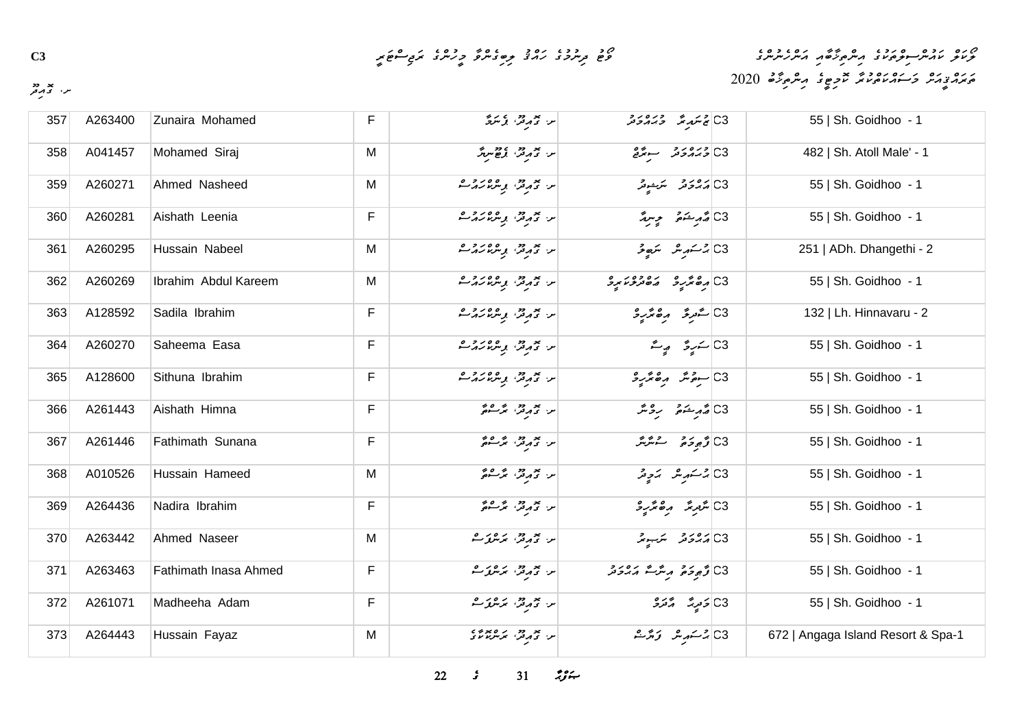| 357 | A263400 | Zunaira Mohamed | F | ބ. ގޮއިދޫ، ޖެނަޓާ | C3 ޒުނައިރާ މުޙައްމަދު | 55 \| Sh. Goidhoo - 1 |
|---|---|---|---|---|---|---|
| 358 | A041457 | Mohamed Siraj | M | ބ. ގޮއިދޫ، ޖޫސިރާ | C3 މުޙައްމަދު ސިރާޖު | 482 \| Sh. Atoll Male' - 1 |
| 359 | A260271 | Ahmed Nasheed | M | ބ. ގޮއިދޫ، ވިންޑަރމެން | C3 އަޙްމަދު ނަޝީދު | 55 \| Sh. Goidhoo - 1 |
| 360 | A260281 | Aishath Leenia | F | ބ. ގޮއިދޫ، ވިންޑަރމެން | C3 އާއިޝަތު ލީނިއާ | 55 \| Sh. Goidhoo - 1 |
| 361 | A260295 | Hussain Nabeel | M | ބ. ގޮއިދޫ، ވިންޑަރމެން | C3 ހުސައިން ނަބީލް | 251 \| ADh. Dhangethi - 2 |
| 362 | A260269 | Ibrahim Abdul Kareem | M | ބ. ގޮއިދޫ، ވިންޑަރމެން | C3 އިބްރާހީމް ޢަބްދުލްކަރީމް | 55 \| Sh. Goidhoo - 1 |
| 363 | A128592 | Sadila Ibrahim | F | ބ. ގޮއިދޫ، ވިންޑަރމެން | C3 ސާދިލާ އިބްރާހީމް | 132 \| Lh. Hinnavaru - 2 |
| 364 | A260270 | Saheema Easa | F | ބ. ގޮއިދޫ، ވިންޑަރމެން | C3 ސަހީމާ ޢީސާ | 55 \| Sh. Goidhoo - 1 |
| 365 | A128600 | Sithuna Ibrahim | F | ބ. ގޮއިދޫ، ވިންޑަރމެން | C3 ސިތޫނާ އިބްރާހީމް | 55 \| Sh. Goidhoo - 1 |
| 366 | A261443 | Aishath Himna | F | ބ. ގޮއިދޫ، ރޯސްވިއު | C3 އާއިޝަތު ހިމްނާ | 55 \| Sh. Goidhoo - 1 |
| 367 | A261446 | Fathimath Sunana | F | ބ. ގޮއިދޫ، ރޯސްވިއު | C3 ފާތިމަތު ސުނާނާ | 55 \| Sh. Goidhoo - 1 |
| 368 | A010526 | Hussain Hameed | M | ބ. ގޮއިދޫ، ރޯސްވިއު | C3 ހުސައިން ހަމީދު | 55 \| Sh. Goidhoo - 1 |
| 369 | A264436 | Nadira Ibrahim | F | ބ. ގޮއިދޫ، ރޯސްވިއު | C3 ނާދިރާ އިބްރާހީމް | 55 \| Sh. Goidhoo - 1 |
| 370 | A263442 | Ahmed Naseer | M | ބ. ގޮއިދޫ، ރަންވަސް | C3 އަޙްމަދު ނަސީރު | 55 \| Sh. Goidhoo - 1 |
| 371 | A263463 | Fathimath Inasa Ahmed | F | ބ. ގޮއިދޫ، ރަންވަސް | C3 ފާތިމަތު އިނާސާ އަޙްމަދު | 55 \| Sh. Goidhoo - 1 |
| 372 | A261071 | Madheeha Adam | F | ބ. ގޮއިދޫ، ރަންވަސް | C3 މަދީޙާ އާދަމް | 55 \| Sh. Goidhoo - 1 |
| 373 | A264443 | Hussain Fayaz | M | ބ. ގޮއިދޫ، ރަންމަހާރު | C3 ހުސައިން ފައްޔާޒް | 672 \| Angaga Island Resort & Spa-1 |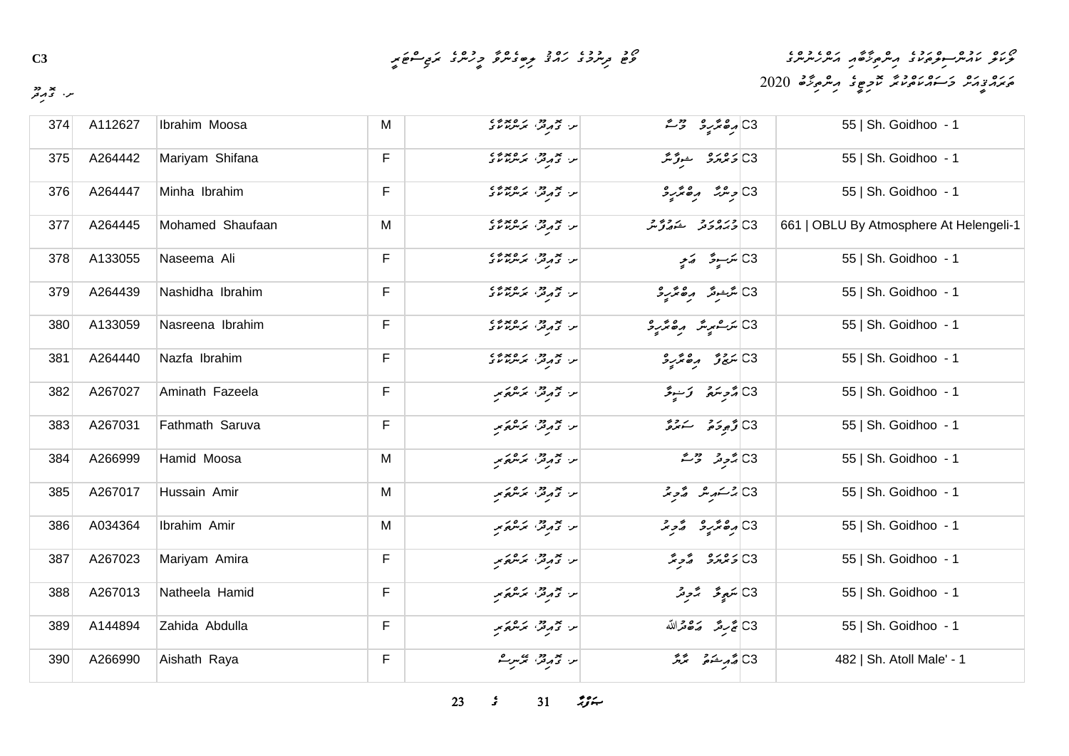| 374 | A112627 | Ibrahim Moosa | M | ށ. ގޮއިދޫ، ރަންނާމާގެ | C3  އިބްރާހީމް މޫސާ | 55 \| Sh. Goidhoo - 1 |
|---|---|---|---|---|---|---|
| 375 | A264442 | Mariyam Shifana | F | ށ. ގޮއިދޫ، ރަންނާމާގެ | C3 މަރިޔަމް ޝިފާނާ | 55 \| Sh. Goidhoo - 1 |
| 376 | A264447 | Minha Ibrahim | F | ށ. ގޮއިދޫ، ރަންނާމާގެ | C3 މިންހާ އިބްރާހީމް | 55 \| Sh. Goidhoo - 1 |
| 377 | A264445 | Mohamed Shaufaan | M | ށ. ގޮއިދޫ، ރަންނާމާގެ | C3 މުޙައްމަދު ޝައުފާން | 661 \| OBLU By Atmosphere At Helengeli-1 |
| 378 | A133055 | Naseema Ali | F | ށ. ގޮއިދޫ، ރަންނާމާގެ | C3 ނަސީމާ އަލި | 55 \| Sh. Goidhoo - 1 |
| 379 | A264439 | Nashidha Ibrahim | F | ށ. ގޮއިދޫ، ރަންނާމާގެ | C3 ނާޝިދާ އިބްރާހީމް | 55 \| Sh. Goidhoo - 1 |
| 380 | A133059 | Nasreena Ibrahim | F | ށ. ގޮއިދޫ، ރަންނާމާގެ | C3 ނަސްރީނާ އިބްރާހީމް | 55 \| Sh. Goidhoo - 1 |
| 381 | A264440 | Nazfa Ibrahim | F | ށ. ގޮއިދޫ، ރަންނާމާގެ | C3 ނަޒްފާ އިބްރާހީމް | 55 \| Sh. Goidhoo - 1 |
| 382 | A267027 | Aminath Fazeela | F | ށ. ގޮއިދޫ، ރަންޖަނީ | C3 އާމިނަތު ފަޒީލާ | 55 \| Sh. Goidhoo - 1 |
| 383 | A267031 | Fathmath Saruva | F | ށ. ގޮއިދޫ، ރަންޖަނީ | C3 ފާތިމަތު ސަރުވާ | 55 \| Sh. Goidhoo - 1 |
| 384 | A266999 | Hamid Moosa | M | ށ. ގޮއިދޫ، ރަންޖަނީ | C3 ހާމިދު މޫސާ | 55 \| Sh. Goidhoo - 1 |
| 385 | A267017 | Hussain Amir | M | ށ. ގޮއިދޫ، ރަންޖަނީ | C3 ހުސައިން އާމިރު | 55 \| Sh. Goidhoo - 1 |
| 386 | A034364 | Ibrahim Amir | M | ށ. ގޮއިދޫ، ރަންޖަނީ | C3 އިބްރާހީމް އާމިރު | 55 \| Sh. Goidhoo - 1 |
| 387 | A267023 | Mariyam Amira | F | ށ. ގޮއިދޫ، ރަންޖަނީ | C3 މަރިޔަމް އާމިރާ | 55 \| Sh. Goidhoo - 1 |
| 388 | A267013 | Natheela Hamid | F | ށ. ގޮއިދޫ، ރަންޖަނީ | C3 ނަތީލާ ހާމިދު | 55 \| Sh. Goidhoo - 1 |
| 389 | A144894 | Zahida Abdulla | F | ށ. ގޮއިދޫ، ރަންޖަނީ | C3 ޒާހިދާ އަބްދުﷲ | 55 \| Sh. Goidhoo - 1 |
| 390 | A266990 | Aishath Raya | F | ށ. ގޮއިދޫ، ރާނިސް | C3 އާއިޝަތު ރާޔާ | 482 \| Sh. Atoll Male' - 1 |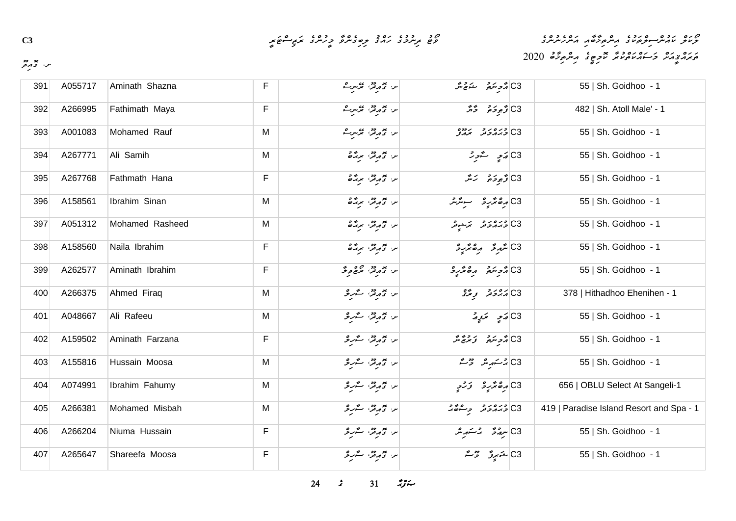| 391 | A055717 | Aminath Shazna | F | ش. ގޮއިދޫ، ރޯނގުސް | C3 ޢަމިނަތު ޝަޒްނާ | 55 \| Sh. Goidhoo - 1 |
|---|---|---|---|---|---|---|
| 392 | A266995 | Fathimath Maya | F | ش. ގޮއިދޫ، ރޯނގުސް | C3 ފާތިމަތު މާޔާ | 482 \| Sh. Atoll Male' - 1 |
| 393 | A001083 | Mohamed Rauf | M | ش. ގޮއިދޫ، ރޯނގުސް | C3 މުޙައްމަދު ރައުފް | 55 \| Sh. Goidhoo - 1 |
| 394 | A267771 | Ali Samih | M | ش. ގޮއިދޫ، ރިލެކްސް | C3 ޢަލި ސާމިހު | 55 \| Sh. Goidhoo - 1 |
| 395 | A267768 | Fathmath Hana | F | ش. ގޮއިދޫ، ރިލެކްސް | C3 ފާތިމަތު ހަނާ | 55 \| Sh. Goidhoo - 1 |
| 396 | A158561 | Ibrahim Sinan | M | ش. ގޮއިދޫ، ރިލެކްސް | C3 އިބްރާހީމް ސިނާން | 55 \| Sh. Goidhoo - 1 |
| 397 | A051312 | Mohamed Rasheed | M | ش. ގޮއިދޫ، ރިލެކްސް | C3 މުޙައްމަދު ރަޝީދު | 55 \| Sh. Goidhoo - 1 |
| 398 | A158560 | Naila Ibrahim | F | ش. ގޮއިދޫ، ރިލެކްސް | C3 ނާއިލާ އިބްރާހީމް | 55 \| Sh. Goidhoo - 1 |
| 399 | A262577 | Aminath Ibrahim | F | ش. ގޮއިދޫ، ރޮޒްލިވާ | C3 އާމިނަތު އިބްރާހީމް | 55 \| Sh. Goidhoo - 1 |
| 400 | A266375 | Ahmed Firaq | M | ش. ގޮއިދޫ، ސާރިވާ | C3 އަޙްމަދު ފިރާގު | 378 \| Hithadhoo Ehenihen - 1 |
| 401 | A048667 | Ali Rafeeu | M | ش. ގޮއިދޫ، ސާރިވާ | C3 ޢަލި ރަފީޢު | 55 \| Sh. Goidhoo - 1 |
| 402 | A159502 | Aminath Farzana | F | ش. ގޮއިދޫ، ސާރިވާ | C3 އާމިނަތު ފަރުޒާނާ | 55 \| Sh. Goidhoo - 1 |
| 403 | A155816 | Hussain Moosa | M | ش. ގޮއިދޫ، ސާރިވާ | C3 ހުސައިން މޫސާ | 55 \| Sh. Goidhoo - 1 |
| 404 | A074991 | Ibrahim Fahumy | M | ش. ގޮއިދޫ، ސާރިވާ | C3 އިބްރާހީމް ފަހުމީ | 656 \| OBLU Select At Sangeli-1 |
| 405 | A266381 | Mohamed Misbah | M | ش. ގޮއިދޫ، ސާރިވާ | C3 މުޙައްމަދު މިސްބާހު | 419 \| Paradise Island Resort and Spa - 1 |
| 406 | A266204 | Niuma Hussain | F | ش. ގޮއިދޫ، ސާރިވާ | C3 ނިޢުމާ ހުސައިން | 55 \| Sh. Goidhoo - 1 |
| 407 | A265647 | Shareefa Moosa | F | ش. ގޮއިދޫ، ސާރިވާ | C3 ޝަރީފާ މޫސާ | 55 \| Sh. Goidhoo - 1 |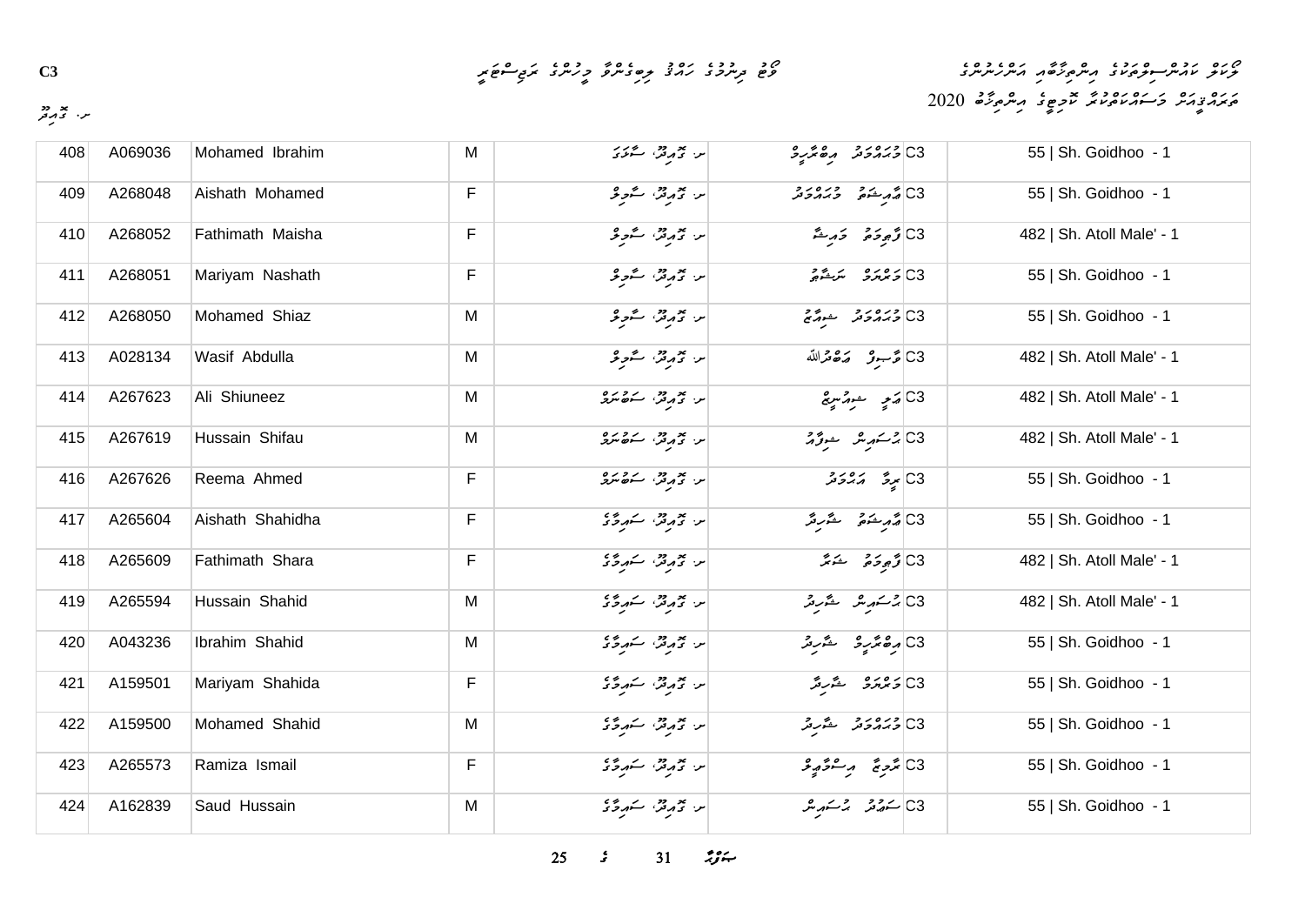| 408 | A069036 | Mohamed Ibrahim | M | ش. ގޮއިދޫ، ސޯމަވަ | C3 ޔުޙައްމަދު އިބްރާހީމް | 55 \| Sh. Goidhoo - 1 |
|---|---|---|---|---|---|---|
| 409 | A268048 | Aishath Mohamed | F | ش. ގޮއިދޫ، ސާލިލް | C3 އާއިޝަތު މުޙައްމަދު | 55 \| Sh. Goidhoo - 1 |
| 410 | A268052 | Fathimath Maisha | F | ش. ގޮއިދޫ، ސާލިލް | C3 ފާތިމަތު މައިޝާ | 482 \| Sh. Atoll Male' - 1 |
| 411 | A268051 | Mariyam Nashath | F | ش. ގޮއިދޫ، ސާލިލް | C3 މަރިޔަމް ނަޝާތު | 55 \| Sh. Goidhoo - 1 |
| 412 | A268050 | Mohamed Shiaz | M | ش. ގޮއިދޫ، ސާލިލް | C3 މުޙައްމަދު ޝިޔާޒް | 55 \| Sh. Goidhoo - 1 |
| 413 | A028134 | Wasif Abdulla | M | ش. ގޮއިދޫ، ސާލިލް | C3 ވާސިފް އަބްދުﷲ | 482 \| Sh. Atoll Male' - 1 |
| 414 | A267623 | Ali Shiuneez | M | ش. ގޮއިދޫ، ސަބްނަމް | C3 އަލި ޝިއުނީޒް | 482 \| Sh. Atoll Male' - 1 |
| 415 | A267619 | Hussain Shifau | M | ش. ގޮއިދޫ، ސަބްނަމް | C3 ހުސައިން ޝިފާއު | 482 \| Sh. Atoll Male' - 1 |
| 416 | A267626 | Reema Ahmed | F | ش. ގޮއިދޫ، ސަބްނަމް | C3 ރީމާ އަޙްމަދު | 55 \| Sh. Goidhoo - 1 |
| 417 | A265604 | Aishath Shahidha | F | ش. ގޮއިދޫ، ސަރިވާގެ | C3 އާއިޝަތު ޝާހިދާ | 55 \| Sh. Goidhoo - 1 |
| 418 | A265609 | Fathimath Shara | F | ش. ގޮއިދޫ، ސަރިވާގެ | C3 ފާތިމަތު ޝަރާ | 482 \| Sh. Atoll Male' - 1 |
| 419 | A265594 | Hussain Shahid | M | ش. ގޮއިދޫ، ސަރިވާގެ | C3 ހުސައިން ޝާހިދު | 482 \| Sh. Atoll Male' - 1 |
| 420 | A043236 | Ibrahim Shahid | M | ش. ގޮއިދޫ، ސަރިވާގެ | C3 އިބްރާހީމް ޝާހިދު | 55 \| Sh. Goidhoo - 1 |
| 421 | A159501 | Mariyam Shahida | F | ش. ގޮއިދޫ، ސަރިވާގެ | C3 މަރިޔަމް ޝާހިދާ | 55 \| Sh. Goidhoo - 1 |
| 422 | A159500 | Mohamed Shahid | M | ش. ގޮއިދޫ، ސަރިވާގެ | C3 މުޙައްމަދު ޝާހިދު | 55 \| Sh. Goidhoo - 1 |
| 423 | A265573 | Ramiza Ismail | F | ش. ގޮއިދޫ، ސަރިވާގެ | C3 ރާމިޒާ އިސްމާއީލް | 55 \| Sh. Goidhoo - 1 |
| 424 | A162839 | Saud Hussain | M | ش. ގޮއިދޫ، ސަރިވާގެ | C3 ސައުދު ހުސައިން | 55 \| Sh. Goidhoo - 1 |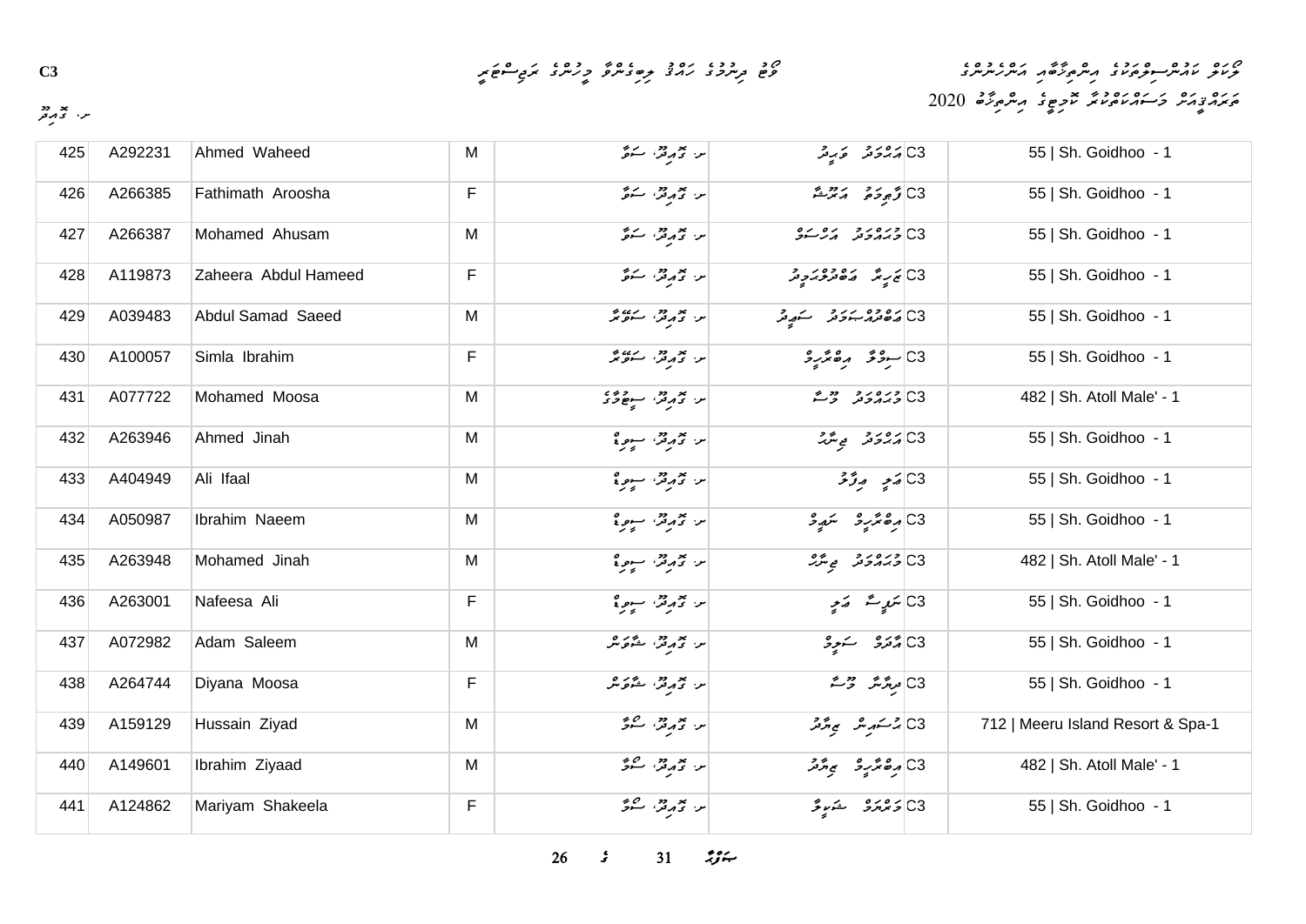| 425 | A292231 | Ahmed Waheed | M | ش. ގޮއިދޫ، ސަވާ | C3 އަޙްމަދު ވަޙީދު | 55 \| Sh. Goidhoo - 1 |
|---|---|---|---|---|---|---|
| 426 | A266385 | Fathimath Aroosha | F | ش. ގޮއިދޫ، ސަވާ | C3 ފާތިމަތު އަރޫޝާ | 55 \| Sh. Goidhoo - 1 |
| 427 | A266387 | Mohamed Ahusam | M | ش. ގޮއިދޫ، ސަވާ | C3 މުޙައްމަދު އަހުސަމް | 55 \| Sh. Goidhoo - 1 |
| 428 | A119873 | Zaheera Abdul Hameed | F | ش. ގޮއިދޫ، ސަވާ | C3 ޒަހީރާ އަބްދުލްޙަމީދު | 55 \| Sh. Goidhoo - 1 |
| 429 | A039483 | Abdul Samad Saeed | M | ش. ގޮއިދޫ، ސަވޭރާ | C3 އަބްދުއްސަމަދު ސައީދު | 55 \| Sh. Goidhoo - 1 |
| 430 | A100057 | Simla Ibrahim | F | ش. ގޮއިދޫ، ސަވޭރާ | C3 ސިމްލާ އިބްރާހީމް | 55 \| Sh. Goidhoo - 1 |
| 431 | A077722 | Mohamed Moosa | M | ش. ގޮއިދޫ، ސިލްވަރގޭ | C3 މުޙައްމަދު މޫސާ | 482 \| Sh. Atoll Male' - 1 |
| 432 | A263946 | Ahmed Jinah | M | ش. ގޮއިދޫ، ސިތާރާ | C3 އަޙްމަދު ޖިނާޙް | 55 \| Sh. Goidhoo - 1 |
| 433 | A404949 | Ali Ifaal | M | ش. ގޮއިދޫ، ސިތާރާ | C3 އަލީ އިފާލް | 55 \| Sh. Goidhoo - 1 |
| 434 | A050987 | Ibrahim Naeem | M | ش. ގޮއިދޫ، ސިތާރާ | C3 އިބްރާހީމް ނަޢީމް | 55 \| Sh. Goidhoo - 1 |
| 435 | A263948 | Mohamed Jinah | M | ش. ގޮއިދޫ، ސިތާރާ | C3 މުޙައްމަދު ޖިނާޙް | 482 \| Sh. Atoll Male' - 1 |
| 436 | A263001 | Nafeesa Ali | F | ش. ގޮއިދޫ، ސިތާރާ | C3 ނަފީސާ އަލީ | 55 \| Sh. Goidhoo - 1 |
| 437 | A072982 | Adam Saleem | M | ش. ގޮއިދޫ، ޝާވަން | C3 އާދަމް ސަލީމް | 55 \| Sh. Goidhoo - 1 |
| 438 | A264744 | Diyana Moosa | F | ش. ގޮއިދޫ، ޝާވަން | C3 ދިޔާނާ މޫސާ | 55 \| Sh. Goidhoo - 1 |
| 439 | A159129 | Hussain Ziyad | M | ش. ގޮއިދޫ، ސޯވާ | C3 ޙުސައިން ޒިޔާދު | 712 \| Meeru Island Resort & Spa-1 |
| 440 | A149601 | Ibrahim Ziyaad | M | ش. ގޮއިދޫ، ސޯވާ | C3 އިބްރާހީމް ޒިޔާދު | 482 \| Sh. Atoll Male' - 1 |
| 441 | A124862 | Mariyam Shakeela | F | ش. ގޮއިދޫ، ސޯވާ | C3 މަރިޔަމް ޝަކީލާ | 55 \| Sh. Goidhoo - 1 |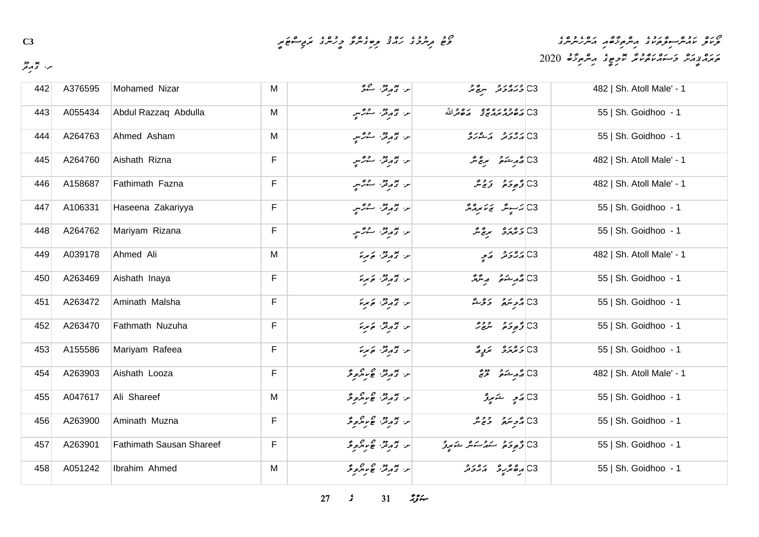| 442 | A376595 | Mohamed Nizar | M | س. ގޮއިދޫ، ސޯލާ | C3 ޓޭޓްވްހޯލޭޝަނު ވަޢުލާ | 482 \| Sh. Atoll Male' - 1 |
|---|---|---|---|---|---|---|
| 443 | A055434 | Abdul Razzaq Abdulla | M | س. ގޮއިދޫ، ސަރުކާ | C3 އަބްދުލްރައްޒާޤު އަބްދުﷲ | 55 \| Sh. Goidhoo - 1 |
| 444 | A264763 | Ahmed Asham | M | س. ގޮއިދޫ، ސަރުކާ | C3 އަޙްމަދު އަޝްހަމް | 55 \| Sh. Goidhoo - 1 |
| 445 | A264760 | Aishath Rizna | F | س. ގޮއިދޫ، ސަރުކާ | C3 އާއިޝަތު ރިޒްނާ | 482 \| Sh. Atoll Male' - 1 |
| 446 | A158687 | Fathimath Fazna | F | س. ގޮއިދޫ، ސަރުކާ | C3 ފާތިމަތު ފަޒްނާ | 482 \| Sh. Atoll Male' - 1 |
| 447 | A106331 | Haseena Zakariyya | F | س. ގޮއިދޫ، ސަރުކާ | C3 ހަސީނާ ޒަކަރިއްޔާ | 55 \| Sh. Goidhoo - 1 |
| 448 | A264762 | Mariyam Rizana | F | س. ގޮއިދޫ، ސަރުކާ | C3 މަރިޔަމް ރިޒާނާ | 55 \| Sh. Goidhoo - 1 |
| 449 | A039178 | Ahmed Ali | M | س. ގޮއިދޫ، ވަރިހަ | C3 އަޙްމަދު ޢަލީ | 482 \| Sh. Atoll Male' - 1 |
| 450 | A263469 | Aishath Inaya | F | س. ގޮއިދޫ، ވަރިހަ | C3 އާއިޝަތު އިނާޔާ | 55 \| Sh. Goidhoo - 1 |
| 451 | A263472 | Aminath Malsha | F | س. ގޮއިދޫ، ވަރިހަ | C3 އާމިނަތު މަލްޝާ | 55 \| Sh. Goidhoo - 1 |
| 452 | A263470 | Fathmath Nuzuha | F | س. ގޮއިދޫ، ވަރިހަ | C3 ފާތިމަތު ނުޒުހާ | 55 \| Sh. Goidhoo - 1 |
| 453 | A155586 | Mariyam Rafeea | F | س. ގޮއިދޫ، ވަރިހަ | C3 މަރިޔަމް ރަފީޢާ | 55 \| Sh. Goidhoo - 1 |
| 454 | A263903 | Aishath Looza | F | س. ގޮއިދޫ، ޗަރުމްލީވާ | C3 އާއިޝަތު ލޫޒާ | 482 \| Sh. Atoll Male' - 1 |
| 455 | A047617 | Ali Shareef | M | س. ގޮއިދޫ، ޗަރުމްލީވާ | C3 ޢަލީ ޝަރީފް | 55 \| Sh. Goidhoo - 1 |
| 456 | A263900 | Aminath Muzna | F | س. ގޮއިދޫ، ޗަރުމްލީވާ | C3 އާމިނަތު މުޒްނާ | 55 \| Sh. Goidhoo - 1 |
| 457 | A263901 | Fathimath Sausan Shareef | F | س. ގޮއިދޫ، ޗަރުމްލީވާ | C3 ފާތިމަތު ސައުސަން ޝަރީފް | 55 \| Sh. Goidhoo - 1 |
| 458 | A051242 | Ibrahim Ahmed | M | س. ގޮއިދޫ، ޗަރުމްލީވާ | C3 އިބްރާހީމް އަޙްމަދު | 55 \| Sh. Goidhoo - 1 |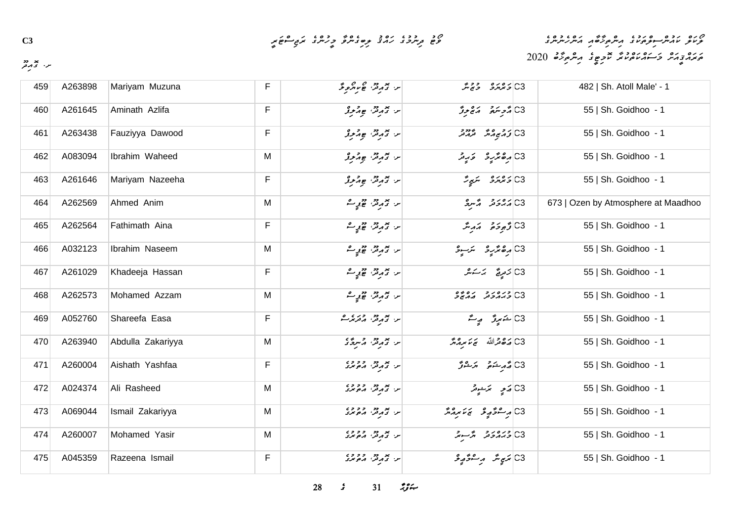| 459 | A263898 | Mariyam Muzuna | F | ش. ގޯއިދޫ، ޗެރިއަލިވާ | C3 ވަރީރަމް މުޒޫނާ | 482 \| Sh. Atoll Male' - 1 |
|---|---|---|---|---|---|---|
| 460 | A261645 | Aminath Azlifa | F | ش. ގޯއިދޫ، ބިއުގިލް | C3 އާމިނަތު އަޒްލިފާ | 55 \| Sh. Goidhoo - 1 |
| 461 | A263438 | Fauziyya Dawood | F | ش. ގޯއިދޫ، ބިއުގިލް | C3 ފައުޒިއްޔާ ދާއޫދު | 55 \| Sh. Goidhoo - 1 |
| 462 | A083094 | Ibrahim Waheed | M | ش. ގޯއިދޫ، ބިއުގިލް | C3 އިބްރާހީމް ވަހީދު | 55 \| Sh. Goidhoo - 1 |
| 463 | A261646 | Mariyam Nazeeha | F | ش. ގޯއިދޫ، ބިއުގިލް | C3 މަރިޔަމް ނަޒީހާ | 55 \| Sh. Goidhoo - 1 |
| 464 | A262569 | Ahmed Anim | M | ش. ގޯއިދޫ، ޗޫޒީސް | C3 އަހުމަދު އާނިމް | 673 \| Ozen by Atmosphere at Maadhoo |
| 465 | A262564 | Fathimath Aina | F | ش. ގޯއިދޫ، ޗޫޒީސް | C3 ފާތިމަތު އައިނާ | 55 \| Sh. Goidhoo - 1 |
| 466 | A032123 | Ibrahim Naseem | M | ش. ގޯއިދޫ، ޗޫޒީސް | C3 އިބްރާހީމް ނަސީމް | 55 \| Sh. Goidhoo - 1 |
| 467 | A261029 | Khadeeja Hassan | F | ش. ގޯއިދޫ، ޗޫޒީސް | C3 ޚަދީޖާ ހަސަން | 55 \| Sh. Goidhoo - 1 |
| 468 | A262573 | Mohamed Azzam | M | ش. ގޯއިދޫ، ޗޫޒީސް | C3 މުހައްމަދު އައްޒާމް | 55 \| Sh. Goidhoo - 1 |
| 469 | A052760 | Shareefa Easa | F | ش. ގޯއިދޫ، އުދަރަސް | C3 ޝަރީފާ ޢީސާ | 55 \| Sh. Goidhoo - 1 |
| 470 | A263940 | Abdulla Zakariyya | M | ش. ގޯއިދޫ، އުނިމާގެ | C3 އަބްދުﷲ ޒަކަރިއްޔާ | 55 \| Sh. Goidhoo - 1 |
| 471 | A260004 | Aishath Yashfaa | F | ش. ގޯއިދޫ، އުތުރުގެ | C3 އާއިޝަތު ޔަޝްފާ | 55 \| Sh. Goidhoo - 1 |
| 472 | A024374 | Ali Rasheed | M | ش. ގޯއިދޫ، އުތުރުގެ | C3 އަލި ރަޝީދު | 55 \| Sh. Goidhoo - 1 |
| 473 | A069044 | Ismail Zakariyya | M | ش. ގޯއިދޫ، އުތުރުގެ | C3 އިސްމާއީލް ޒަކަރިއްޔާ | 55 \| Sh. Goidhoo - 1 |
| 474 | A260007 | Mohamed Yasir | M | ش. ގޯއިދޫ، އުތުރުގެ | C3 މުހައްމަދު ޔާސިރު | 55 \| Sh. Goidhoo - 1 |
| 475 | A045359 | Razeena Ismail | F | ش. ގޯއިދޫ، އުތުރުގެ | C3 ރަޒީނާ އިސްމާއީލް | 55 \| Sh. Goidhoo - 1 |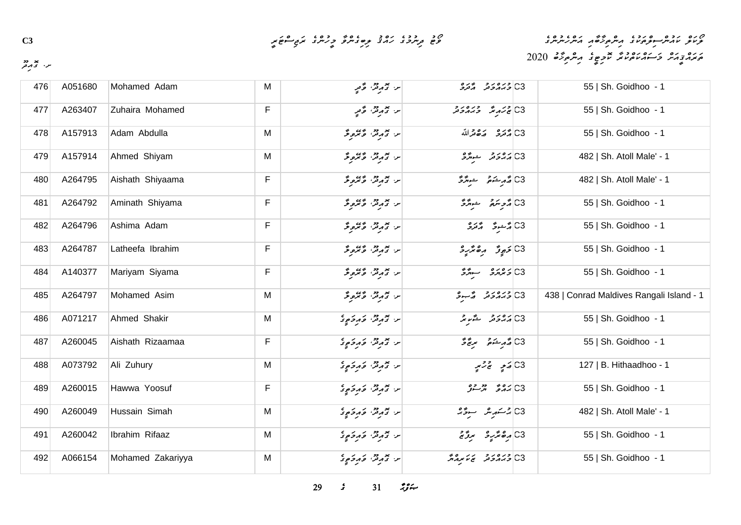| 476 | A051680 | Mohamed Adam | M | ش. ގޮއިދޫ، ވާދީ | C3  މުހައްމަދު އާދަމް | 55 \| Sh. Goidhoo - 1 |
|---|---|---|---|---|---|---|
| 477 | A263407 | Zuhaira Mohamed | F | ش. ގޮއިދޫ، ވާދީ | C3 ޒުހައިރާ މުހައްމަދު | 55 \| Sh. Goidhoo - 1 |
| 478 | A157913 | Adam Abdulla | M | ش. ގޮއިދޫ، ވާރޮވާ | C3 އާދަމް އަބްދުﷲ | 55 \| Sh. Goidhoo - 1 |
| 479 | A157914 | Ahmed Shiyam | M | ش. ގޮއިދޫ، ވާރޮވާ | C3 އަހްމަދު ޝިޔާމް | 482 \| Sh. Atoll Male' - 1 |
| 480 | A264795 | Aishath Shiyaama | F | ش. ގޮއިދޫ، ވާރޮވާ | C3 އާއިޝަތު ޝިޔާމާ | 482 \| Sh. Atoll Male' - 1 |
| 481 | A264792 | Aminath Shiyama | F | ش. ގޮއިދޫ، ވާރޮވާ | C3 އާމިނަތު ޝިޔާމާ | 55 \| Sh. Goidhoo - 1 |
| 482 | A264796 | Ashima Adam | F | ش. ގޮއިދޫ، ވާރޮވާ | C3 އާޝިމާ އާދަމް | 55 \| Sh. Goidhoo - 1 |
| 483 | A264787 | Latheefa Ibrahim | F | ش. ގޮއިދޫ، ވާރޮވާ | C3 ލަތީފާ އިބްރާހީމް | 55 \| Sh. Goidhoo - 1 |
| 484 | A140377 | Mariyam Siyama | F | ش. ގޮއިދޫ، ވާރޮވާ | C3 މަރިޔަމް ސިޔާމާ | 55 \| Sh. Goidhoo - 1 |
| 485 | A264797 | Mohamed Asim | M | ش. ގޮއިދޫ، ވާރޮވާ | C3 މުހައްމަދު އާސިމް | 438 \| Conrad Maldives Rangali Island - 1 |
| 486 | A071217 | Ahmed Shakir | M | ش. ގޮއިދޫ، ވައިމަލީގެ | C3 އަހްމަދު ޝާކިރު | 55 \| Sh. Goidhoo - 1 |
| 487 | A260045 | Aishath Rizaamaa | F | ش. ގޮއިދޫ، ވައިމަލީގެ | C3 އާއިޝަތު ރިޒާމާ | 55 \| Sh. Goidhoo - 1 |
| 488 | A073792 | Ali Zuhury | M | ش. ގޮއިދޫ، ވައިމަލީގެ | C3 އަލީ ޒުހުރީ | 127 \| B. Hithaadhoo - 1 |
| 489 | A260015 | Hawwa Yoosuf | F | ش. ގޮއިދޫ، ވައިމަލީގެ | C3 ހައްވާ ޔޫސުފް | 55 \| Sh. Goidhoo - 1 |
| 490 | A260049 | Hussain Simah | M | ش. ގޮއިދޫ، ވައިމަލީގެ | C3 ހުސައިން ސިމާހު | 482 \| Sh. Atoll Male' - 1 |
| 491 | A260042 | Ibrahim Rifaaz | M | ش. ގޮއިދޫ، ވައިމަލީގެ | C3 އިބްރާހީމް ރިފާޒު | 55 \| Sh. Goidhoo - 1 |
| 492 | A066154 | Mohamed Zakariyya | M | ش. ގޮއިދޫ، ވައިމަލީގެ | C3 މުހައްމަދު ޒަކަރިއްޔާ | 55 \| Sh. Goidhoo - 1 |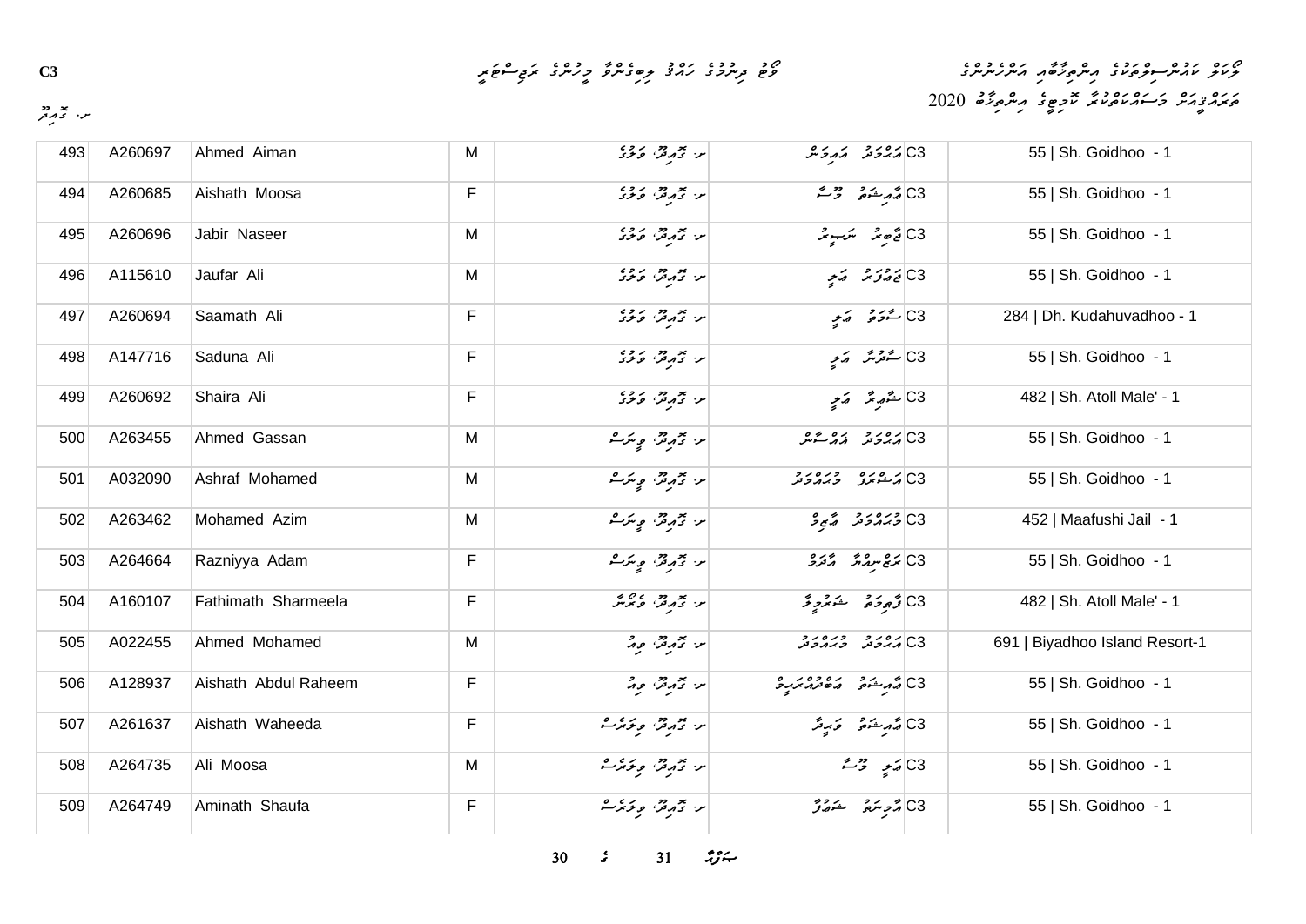| 493 | A260697 | Ahmed Aiman | M | ش. ގޮއިދޫ، ވަލުގެ | C3 އަހްމަދު އައިމަން | 55 \| Sh. Goidhoo - 1 |
|---|---|---|---|---|---|---|
| 494 | A260685 | Aishath Moosa | F | ش. ގޮއިދޫ، ވަލުގެ | C3 އާއިޝަތު މޫސާ | 55 \| Sh. Goidhoo - 1 |
| 495 | A260696 | Jabir Naseer | M | ش. ގޮއިދޫ، ވަލުގެ | C3 ޖާބިރު ނަސީރު | 55 \| Sh. Goidhoo - 1 |
| 496 | A115610 | Jaufar Ali | M | ش. ގޮއިދޫ، ވަލުގެ | C3 ޖައުފަރު އަލި | 55 \| Sh. Goidhoo - 1 |
| 497 | A260694 | Saamath Ali | F | ش. ގޮއިދޫ، ވަލުގެ | C3 ސާމަތު އަލި | 284 \| Dh. Kudahuvadhoo - 1 |
| 498 | A147716 | Saduna Ali | F | ش. ގޮއިދޫ، ވަލުގެ | C3 ސާދުނާ އަލި | 55 \| Sh. Goidhoo - 1 |
| 499 | A260692 | Shaira Ali | F | ش. ގޮއިދޫ، ވަލުގެ | C3 ޝާއިރާ އަލި | 482 \| Sh. Atoll Male' - 1 |
| 500 | A263455 | Ahmed Gassan | M | ش. ގޮއިދޫ، ވިނަސް | C3 އަހްމަދު ޣައްސާން | 55 \| Sh. Goidhoo - 1 |
| 501 | A032090 | Ashraf Mohamed | M | ش. ގޮއިދޫ، ވިނަސް | C3 އަޝްރަފް މުހައްމަދު | 55 \| Sh. Goidhoo - 1 |
| 502 | A263462 | Mohamed Azim | M | ش. ގޮއިދޫ، ވިނަސް | C3 މުހައްމަދު އާޒިމް | 452 \| Maafushi Jail - 1 |
| 503 | A264664 | Razniyya Adam | F | ش. ގޮއިދޫ، ވިނަސް | C3 ރަޒްނިއްޔާ އާދަމް | 55 \| Sh. Goidhoo - 1 |
| 504 | A160107 | Fathimath Sharmeela | F | ش. ގޮއިދޫ، ވެރޮނާ | C3 ފާތިމަތު ޝަރްމީލާ | 482 \| Sh. Atoll Male' - 1 |
| 505 | A022455 | Ahmed Mohamed | M | ش. ގޮއިދޫ، ވިއު | C3 އަހްމަދު މުހައްމަދު | 691 \| Biyadhoo Island Resort-1 |
| 506 | A128937 | Aishath Abdul Raheem | F | ش. ގޮއިދޫ، ވިއު | C3 އާއިޝަތު އަބްދުއްރަޙީމް | 55 \| Sh. Goidhoo - 1 |
| 507 | A261637 | Aishath Waheeda | F | ش. ގޮއިދޫ، ވިލަރެސް | C3 އާއިޝަތު ވަޙީދާ | 55 \| Sh. Goidhoo - 1 |
| 508 | A264735 | Ali Moosa | M | ش. ގޮއިދޫ، ވިލަރެސް | C3 އަލި މޫސާ | 55 \| Sh. Goidhoo - 1 |
| 509 | A264749 | Aminath Shaufa | F | ش. ގޮއިދޫ، ވިލަރެސް | C3 އާމިނަތު ޝައުފާ | 55 \| Sh. Goidhoo - 1 |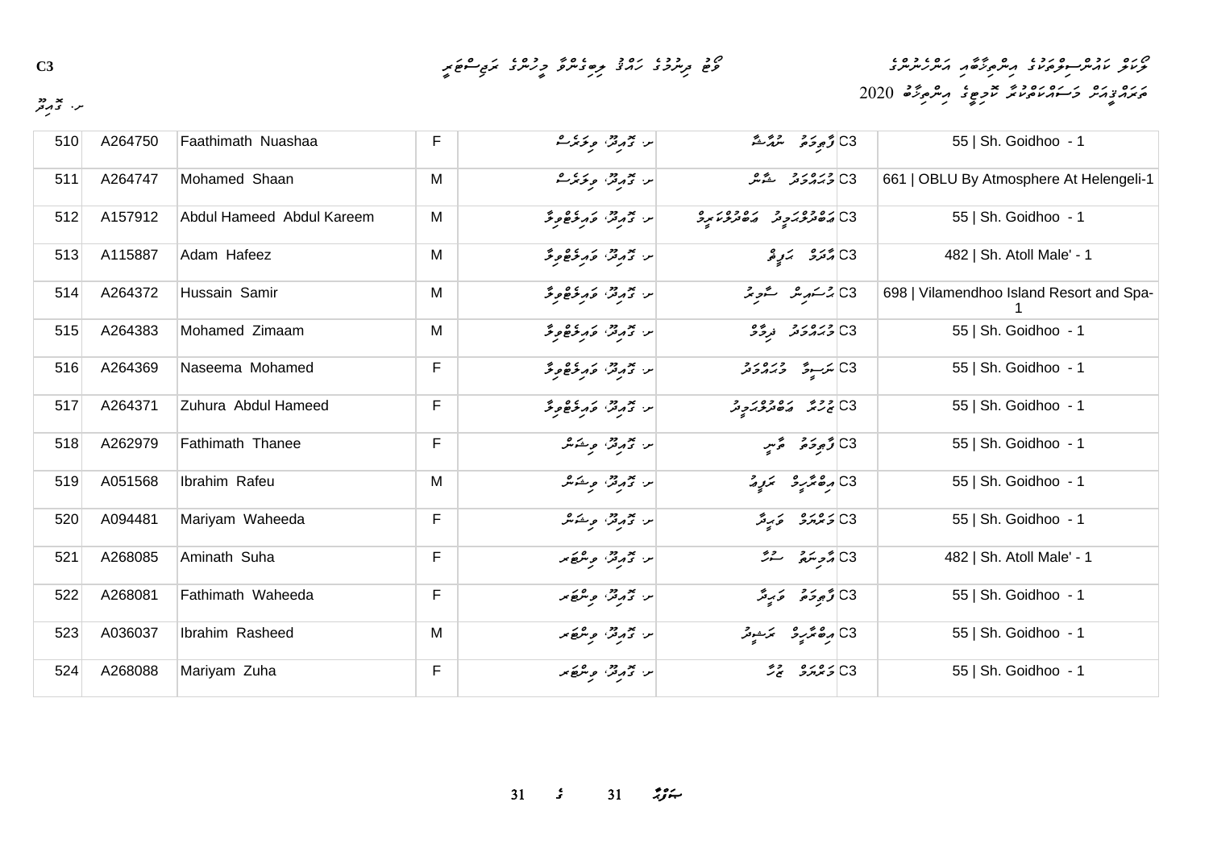| | | | | | | |
|---|---|---|---|---|---|---|
| 510 | A264750 | Faathimath Nuashaa | F | ށ. ގޮއިދޫ، ވިލަރެސް | C3 ފާތިމަތު ނުއާޝާ | 55 \| Sh. Goidhoo - 1 |
| 511 | A264747 | Mohamed Shaan | M | ށ. ގޮއިދޫ، ވިލަރެސް | C3 މުހައްމަދު ޝާން | 661 \| OBLU By Atmosphere At Helengeli-1 |
| 512 | A157912 | Abdul Hameed Abdul Kareem | M | ށ. ގޮއިދޫ، ވައިލެޓްވިލާ | C3 އަބްދުލްހަމީދު އަބްދުލްކަރީމް | 55 \| Sh. Goidhoo - 1 |
| 513 | A115887 | Adam Hafeez | M | ށ. ގޮއިދޫ، ވައިލެޓްވިލާ | C3 އާދަމް ހަފީޒު | 482 \| Sh. Atoll Male' - 1 |
| 514 | A264372 | Hussain Samir | M | ށ. ގޮއިދޫ، ވައިލެޓްވިލާ | C3 ހުސައިން ސާމިރު | 698 \| Vilamendhoo Island Resort and Spa-1 |
| 515 | A264383 | Mohamed Zimaam | M | ށ. ގޮއިދޫ، ވައިލެޓްވިލާ | C3 މުހައްމަދު ޒިމާމް | 55 \| Sh. Goidhoo - 1 |
| 516 | A264369 | Naseema Mohamed | F | ށ. ގޮއިދޫ، ވައިލެޓްވިލާ | C3 ނަސީމާ މުހައްމަދު | 55 \| Sh. Goidhoo - 1 |
| 517 | A264371 | Zuhura Abdul Hameed | F | ށ. ގޮއިދޫ، ވައިލެޓްވިލާ | C3 ޒުހުރާ އަބްދުލްހަމީދު | 55 \| Sh. Goidhoo - 1 |
| 518 | A262979 | Fathimath Thanee | F | ށ. ގޮއިދޫ، ވިޝަން | C3 ފާތިމަތު ތާނީ | 55 \| Sh. Goidhoo - 1 |
| 519 | A051568 | Ibrahim Rafeu | M | ށ. ގޮއިދޫ، ވިޝަން | C3 އިބްރާހީމް ރަފީއު | 55 \| Sh. Goidhoo - 1 |
| 520 | A094481 | Mariyam Waheeda | F | ށ. ގޮއިދޫ، ވިޝަން | C3 މަރިޔަމް ވަހީދާ | 55 \| Sh. Goidhoo - 1 |
| 521 | A268085 | Aminath Suha | F | ށ. ގޮއިދޫ، ވިންޓަރ | C3 އާމިނަތު ސުހާ | 482 \| Sh. Atoll Male' - 1 |
| 522 | A268081 | Fathimath Waheeda | F | ށ. ގޮއިދޫ، ވިންޓަރ | C3 ފާތިމަތު ވަހީދާ | 55 \| Sh. Goidhoo - 1 |
| 523 | A036037 | Ibrahim Rasheed | M | ށ. ގޮއިދޫ، ވިންޓަރ | C3 އިބްރާހީމް ރަޝީދު | 55 \| Sh. Goidhoo - 1 |
| 524 | A268088 | Mariyam Zuha | F | ށ. ގޮއިދޫ، ވިންޓަރ | C3 މަރިޔަމް ޒުހާ | 55 \| Sh. Goidhoo - 1 |